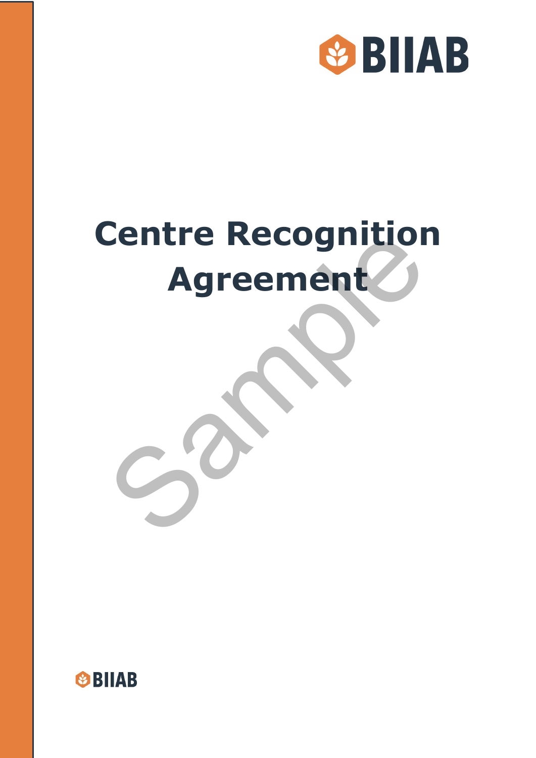# Centre Recognition Agreement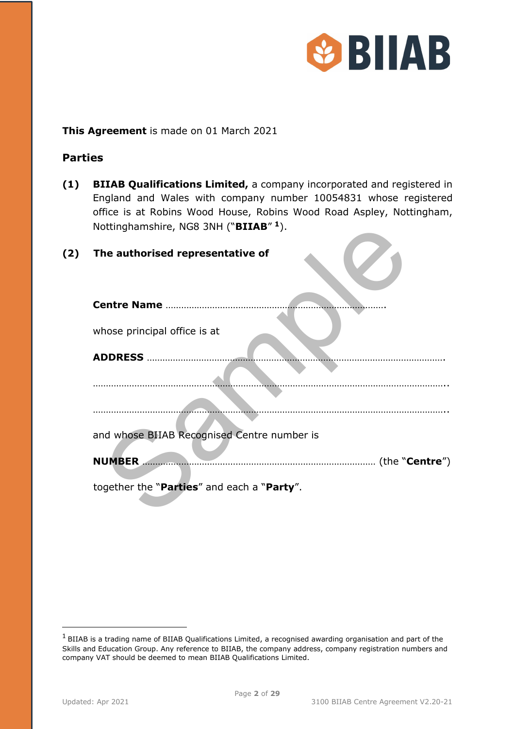**This Agreement** is made on 01 March 2021

## Parties

**(1)** **BIIAB Qualifications Limited,** a company incorporated and registered in England and Wales with company number 10054831 whose registered office is at Robins Wood House, Robins Wood Road Aspley, Nottingham, Nottinghamshire, NG8 3NH ("**BIIAB**" [1]).

**(2)** **The authorised representative of**

**Centre Name** ………………………………………………………………………….

whose principal office is at

**ADDRESS** ……………………………………………………………………………………………….

……………………………………………………………………………………………………………..

……………………………………………………………………………………………………………..

and whose BIIAB Recognised Centre number is

**NUMBER** ……………………………………………………………………………… (the "**Centre**")

together the "**Parties**" and each a "**Party**".

---

[1] BIIAB is a trading name of BIIAB Qualifications Limited, a recognised awarding organisation and part of the Skills and Education Group. Any reference to BIIAB, the company address, company registration numbers and company VAT should be deemed to mean BIIAB Qualifications Limited.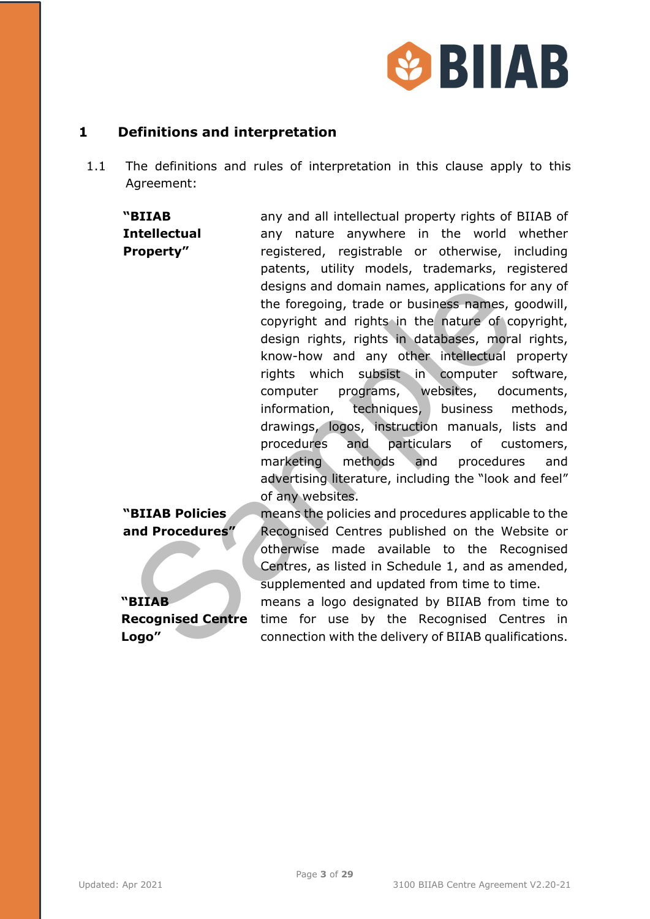## 1 Definitions and interpretation

1.1 The definitions and rules of interpretation in this clause apply to this Agreement:

| | |
|---|---|
| **"BIIAB Intellectual Property"** | any and all intellectual property rights of BIIAB of any nature anywhere in the world whether registered, registrable or otherwise, including patents, utility models, trademarks, registered designs and domain names, applications for any of the foregoing, trade or business names, goodwill, copyright and rights in the nature of copyright, design rights, rights in databases, moral rights, know-how and any other intellectual property rights which subsist in computer software, computer programs, websites, documents, information, techniques, business methods, drawings, logos, instruction manuals, lists and procedures and particulars of customers, marketing methods and procedures and advertising literature, including the "look and feel" of any websites. |
| **"BIIAB Policies and Procedures"** | means the policies and procedures applicable to the Recognised Centres published on the Website or otherwise made available to the Recognised Centres, as listed in Schedule 1, and as amended, supplemented and updated from time to time. |
| **"BIIAB Recognised Centre Logo"** | means a logo designated by BIIAB from time to time for use by the Recognised Centres in connection with the delivery of BIIAB qualifications. |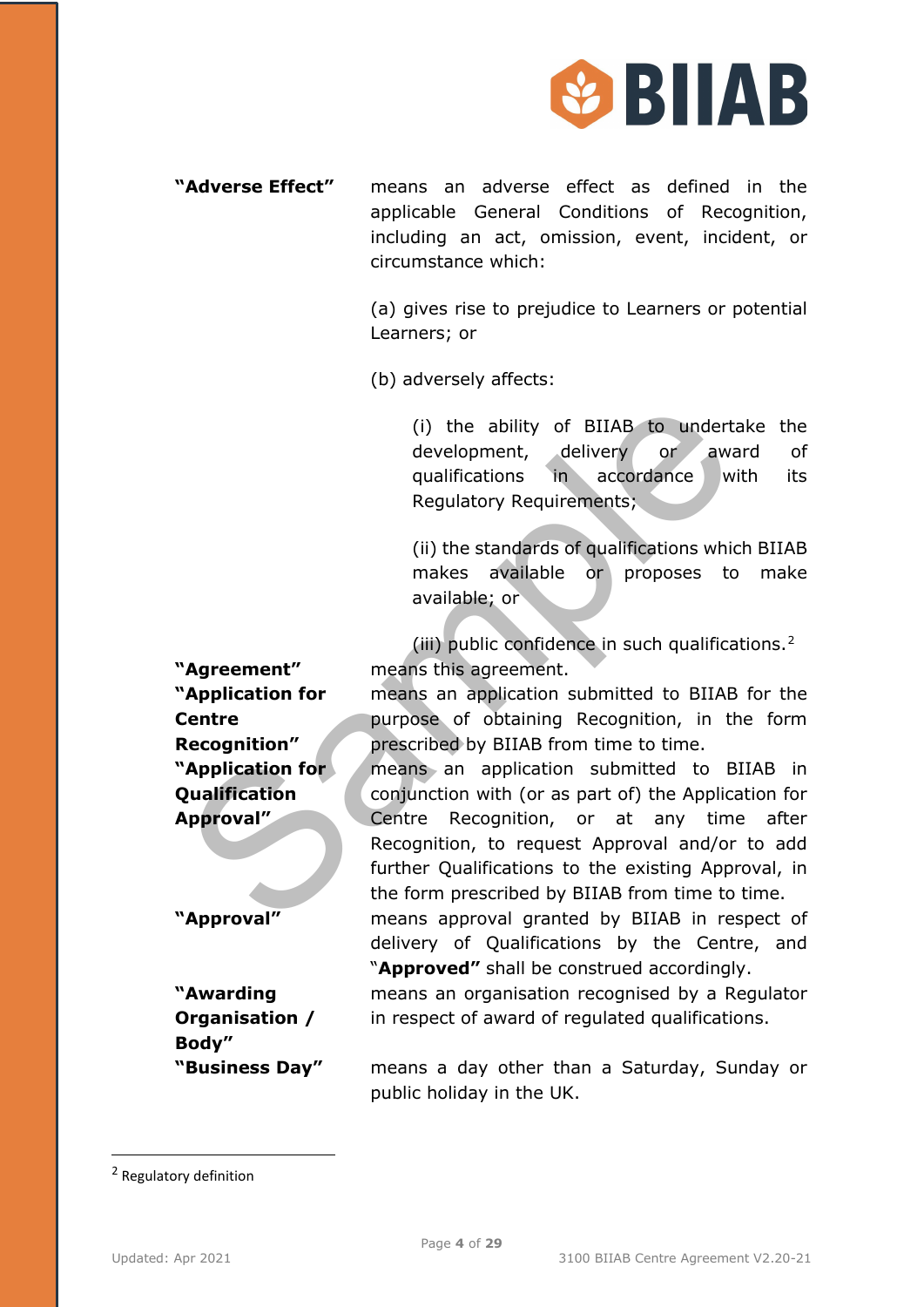**"Adverse Effect"** means an adverse effect as defined in the applicable General Conditions of Recognition, including an act, omission, event, incident, or circumstance which:

(a) gives rise to prejudice to Learners or potential Learners; or

(b) adversely affects:

(i) the ability of BIIAB to undertake the development, delivery or award of qualifications in accordance with its Regulatory Requirements;

(ii) the standards of qualifications which BIIAB makes available or proposes to make available; or

(iii) public confidence in such qualifications.[2]

**"Agreement"** means this agreement.

**"Application for Centre Recognition"** means an application submitted to BIIAB for the purpose of obtaining Recognition, in the form prescribed by BIIAB from time to time.

**"Application for Qualification Approval"** means an application submitted to BIIAB in conjunction with (or as part of) the Application for Centre Recognition, or at any time after Recognition, to request Approval and/or to add further Qualifications to the existing Approval, in the form prescribed by BIIAB from time to time.

**"Approval"** means approval granted by BIIAB in respect of delivery of Qualifications by the Centre, and "**Approved"** shall be construed accordingly.

**"Awarding Organisation / Body"** means an organisation recognised by a Regulator in respect of award of regulated qualifications.

**"Business Day"** means a day other than a Saturday, Sunday or public holiday in the UK.

---

[2] Regulatory definition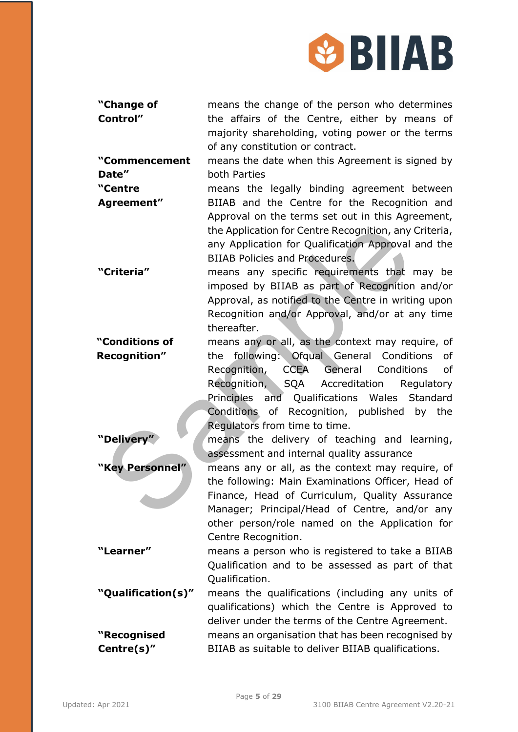| | |
|---|---|
| **"Change of Control"** | means the change of the person who determines the affairs of the Centre, either by means of majority shareholding, voting power or the terms of any constitution or contract. |
| **"Commencement Date"** | means the date when this Agreement is signed by both Parties |
| **"Centre Agreement"** | means the legally binding agreement between BIIAB and the Centre for the Recognition and Approval on the terms set out in this Agreement, the Application for Centre Recognition, any Criteria, any Application for Qualification Approval and the BIIAB Policies and Procedures. |
| **"Criteria"** | means any specific requirements that may be imposed by BIIAB as part of Recognition and/or Approval, as notified to the Centre in writing upon Recognition and/or Approval, and/or at any time thereafter. |
| **"Conditions of Recognition"** | means any or all, as the context may require, of the following: Ofqual General Conditions of Recognition, CCEA General Conditions of Recognition, SQA Accreditation Regulatory Principles and Qualifications Wales Standard Conditions of Recognition, published by the Regulators from time to time. |
| **"Delivery"** | means the delivery of teaching and learning, assessment and internal quality assurance |
| **"Key Personnel"** | means any or all, as the context may require, of the following: Main Examinations Officer, Head of Finance, Head of Curriculum, Quality Assurance Manager; Principal/Head of Centre, and/or any other person/role named on the Application for Centre Recognition. |
| **"Learner"** | means a person who is registered to take a BIIAB Qualification and to be assessed as part of that Qualification. |
| **"Qualification(s)"** | means the qualifications (including any units of qualifications) which the Centre is Approved to deliver under the terms of the Centre Agreement. |
| **"Recognised Centre(s)"** | means an organisation that has been recognised by BIIAB as suitable to deliver BIIAB qualifications. |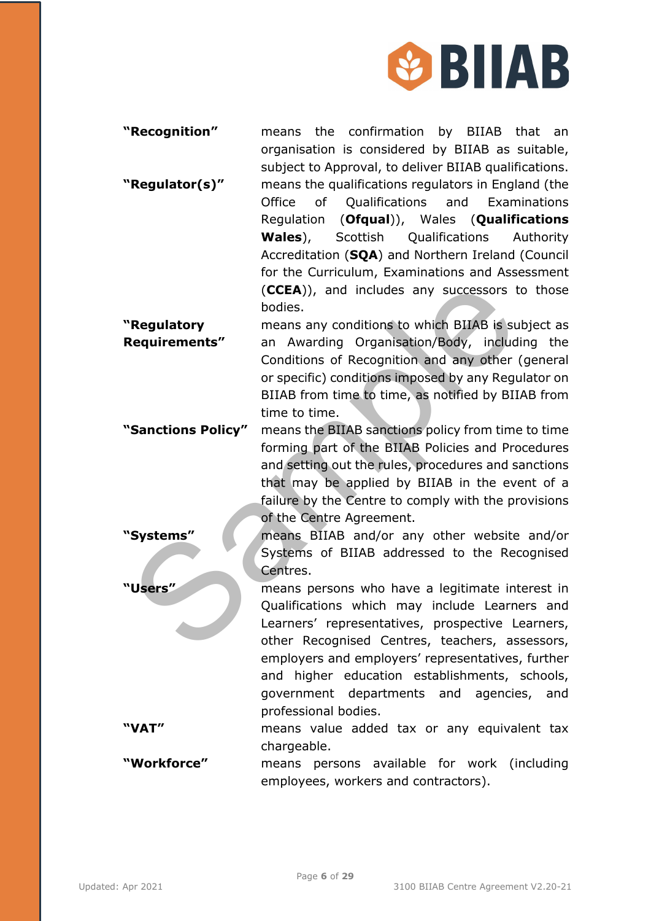| | |
|---|---|
| **"Recognition"** | means the confirmation by BIIAB that an organisation is considered by BIIAB as suitable, subject to Approval, to deliver BIIAB qualifications. |
| **"Regulator(s)"** | means the qualifications regulators in England (the Office of Qualifications and Examinations Regulation (**Ofqual**)), Wales (**Qualifications Wales**), Scottish Qualifications Authority Accreditation (**SQA**) and Northern Ireland (Council for the Curriculum, Examinations and Assessment (**CCEA**)), and includes any successors to those bodies. |
| **"Regulatory Requirements"** | means any conditions to which BIIAB is subject as an Awarding Organisation/Body, including the Conditions of Recognition and any other (general or specific) conditions imposed by any Regulator on BIIAB from time to time, as notified by BIIAB from time to time. |
| **"Sanctions Policy"** | means the BIIAB sanctions policy from time to time forming part of the BIIAB Policies and Procedures and setting out the rules, procedures and sanctions that may be applied by BIIAB in the event of a failure by the Centre to comply with the provisions of the Centre Agreement. |
| **"Systems"** | means BIIAB and/or any other website and/or Systems of BIIAB addressed to the Recognised Centres. |
| **"Users"** | means persons who have a legitimate interest in Qualifications which may include Learners and Learners' representatives, prospective Learners, other Recognised Centres, teachers, assessors, employers and employers' representatives, further and higher education establishments, schools, government departments and agencies, and professional bodies. |
| **"VAT"** | means value added tax or any equivalent tax chargeable. |
| **"Workforce"** | means persons available for work (including employees, workers and contractors). |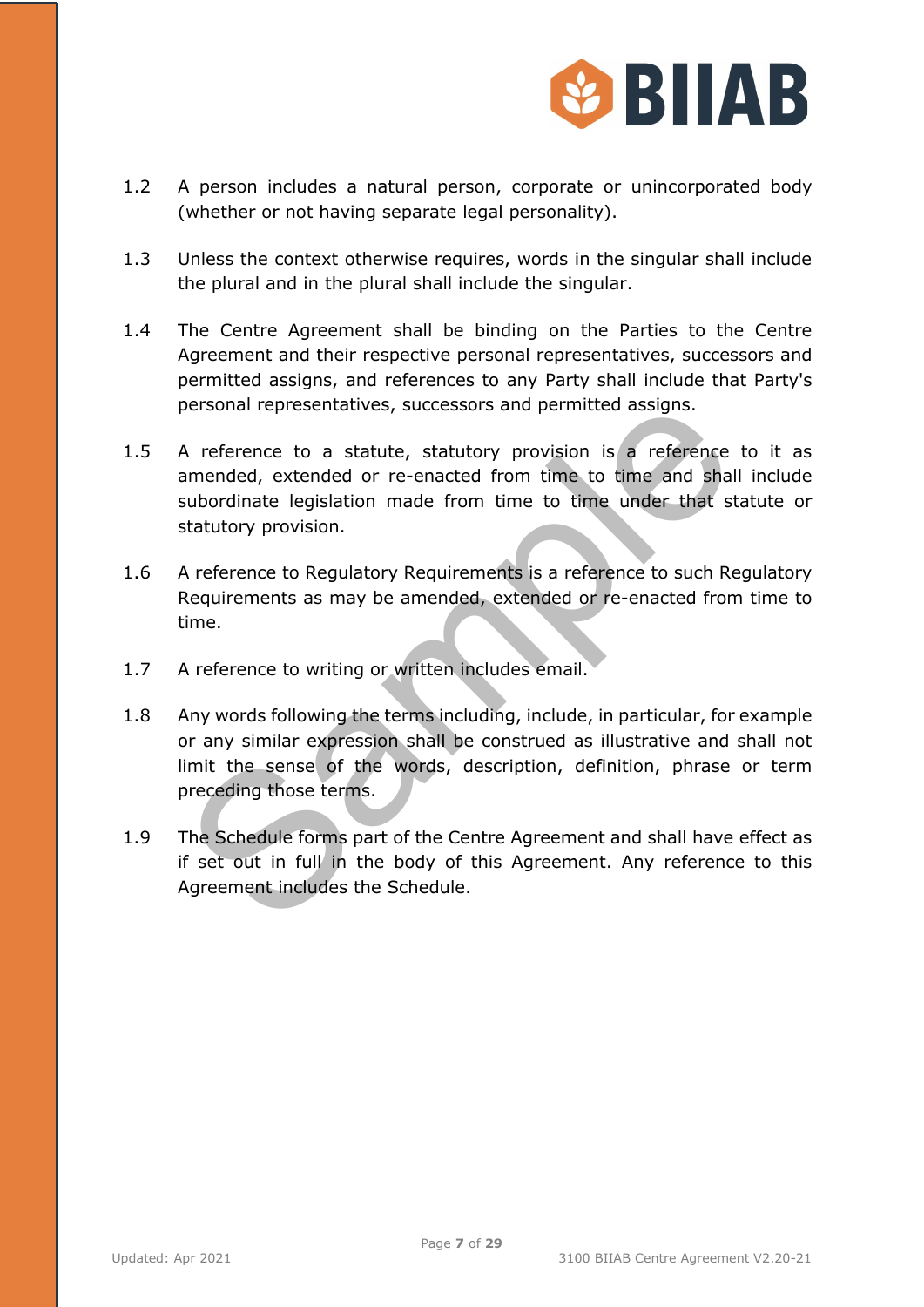1.2 A person includes a natural person, corporate or unincorporated body (whether or not having separate legal personality).

1.3 Unless the context otherwise requires, words in the singular shall include the plural and in the plural shall include the singular.

1.4 The Centre Agreement shall be binding on the Parties to the Centre Agreement and their respective personal representatives, successors and permitted assigns, and references to any Party shall include that Party's personal representatives, successors and permitted assigns.

1.5 A reference to a statute, statutory provision is a reference to it as amended, extended or re-enacted from time to time and shall include subordinate legislation made from time to time under that statute or statutory provision.

1.6 A reference to Regulatory Requirements is a reference to such Regulatory Requirements as may be amended, extended or re-enacted from time to time.

1.7 A reference to writing or written includes email.

1.8 Any words following the terms including, include, in particular, for example or any similar expression shall be construed as illustrative and shall not limit the sense of the words, description, definition, phrase or term preceding those terms.

1.9 The Schedule forms part of the Centre Agreement and shall have effect as if set out in full in the body of this Agreement. Any reference to this Agreement includes the Schedule.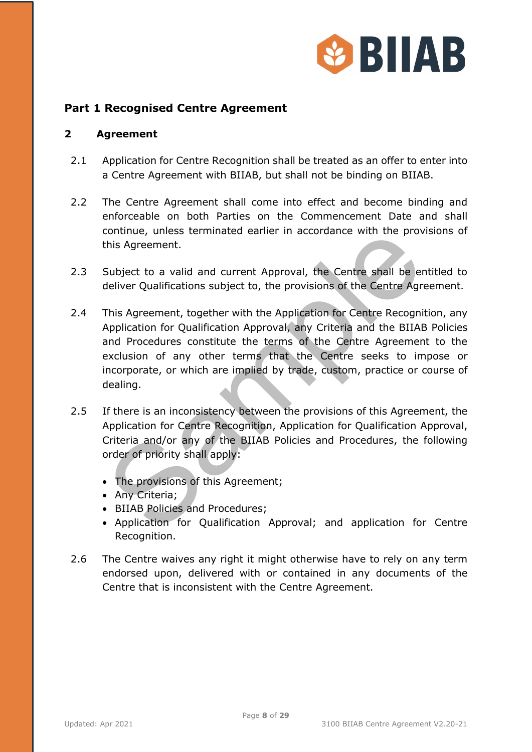## Part 1 Recognised Centre Agreement

### 2 Agreement

2.1 Application for Centre Recognition shall be treated as an offer to enter into a Centre Agreement with BIIAB, but shall not be binding on BIIAB.

2.2 The Centre Agreement shall come into effect and become binding and enforceable on both Parties on the Commencement Date and shall continue, unless terminated earlier in accordance with the provisions of this Agreement.

2.3 Subject to a valid and current Approval, the Centre shall be entitled to deliver Qualifications subject to, the provisions of the Centre Agreement.

2.4 This Agreement, together with the Application for Centre Recognition, any Application for Qualification Approval, any Criteria and the BIIAB Policies and Procedures constitute the terms of the Centre Agreement to the exclusion of any other terms that the Centre seeks to impose or incorporate, or which are implied by trade, custom, practice or course of dealing.

2.5 If there is an inconsistency between the provisions of this Agreement, the Application for Centre Recognition, Application for Qualification Approval, Criteria and/or any of the BIIAB Policies and Procedures, the following order of priority shall apply:

- The provisions of this Agreement;
- Any Criteria;
- BIIAB Policies and Procedures;
- Application for Qualification Approval; and application for Centre Recognition.

2.6 The Centre waives any right it might otherwise have to rely on any term endorsed upon, delivered with or contained in any documents of the Centre that is inconsistent with the Centre Agreement.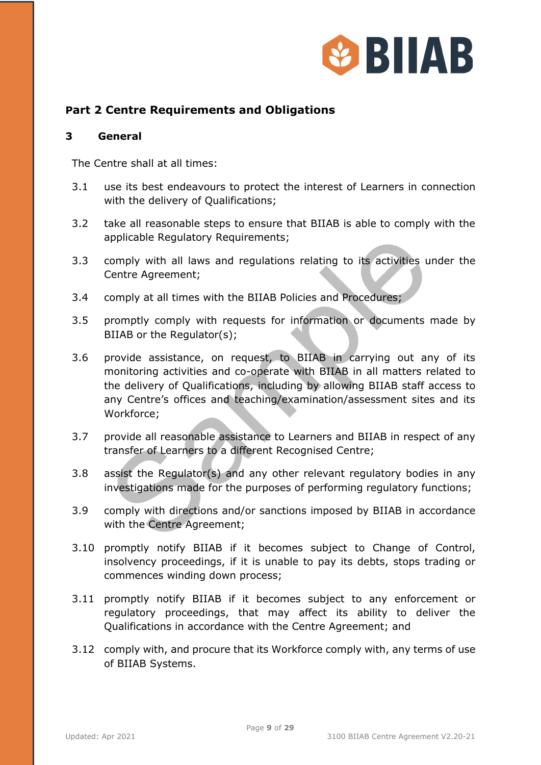## Part 2 Centre Requirements and Obligations

### 3 General

The Centre shall at all times:

3.1 use its best endeavours to protect the interest of Learners in connection with the delivery of Qualifications;

3.2 take all reasonable steps to ensure that BIIAB is able to comply with the applicable Regulatory Requirements;

3.3 comply with all laws and regulations relating to its activities under the Centre Agreement;

3.4 comply at all times with the BIIAB Policies and Procedures;

3.5 promptly comply with requests for information or documents made by BIIAB or the Regulator(s);

3.6 provide assistance, on request, to BIIAB in carrying out any of its monitoring activities and co-operate with BIIAB in all matters related to the delivery of Qualifications, including by allowing BIIAB staff access to any Centre's offices and teaching/examination/assessment sites and its Workforce;

3.7 provide all reasonable assistance to Learners and BIIAB in respect of any transfer of Learners to a different Recognised Centre;

3.8 assist the Regulator(s) and any other relevant regulatory bodies in any investigations made for the purposes of performing regulatory functions;

3.9 comply with directions and/or sanctions imposed by BIIAB in accordance with the Centre Agreement;

3.10 promptly notify BIIAB if it becomes subject to Change of Control, insolvency proceedings, if it is unable to pay its debts, stops trading or commences winding down process;

3.11 promptly notify BIIAB if it becomes subject to any enforcement or regulatory proceedings, that may affect its ability to deliver the Qualifications in accordance with the Centre Agreement; and

3.12 comply with, and procure that its Workforce comply with, any terms of use of BIIAB Systems.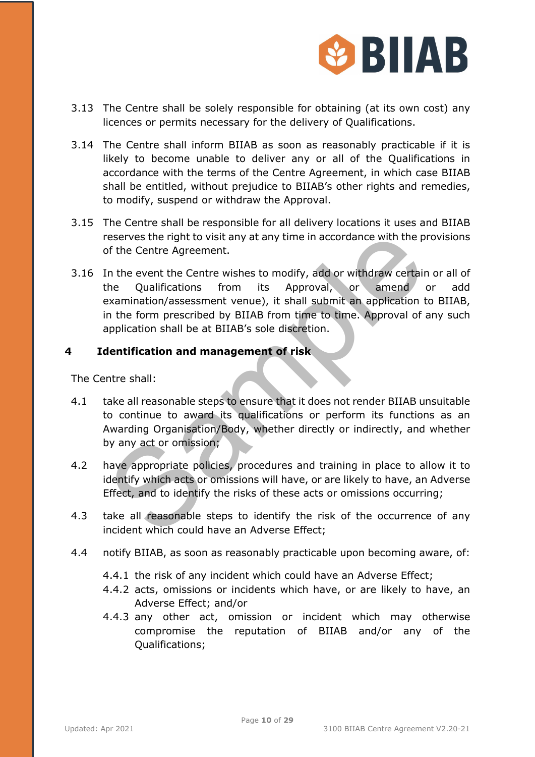3.13 The Centre shall be solely responsible for obtaining (at its own cost) any licences or permits necessary for the delivery of Qualifications.

3.14 The Centre shall inform BIIAB as soon as reasonably practicable if it is likely to become unable to deliver any or all of the Qualifications in accordance with the terms of the Centre Agreement, in which case BIIAB shall be entitled, without prejudice to BIIAB's other rights and remedies, to modify, suspend or withdraw the Approval.

3.15 The Centre shall be responsible for all delivery locations it uses and BIIAB reserves the right to visit any at any time in accordance with the provisions of the Centre Agreement.

3.16 In the event the Centre wishes to modify, add or withdraw certain or all of the Qualifications from its Approval, or amend or add examination/assessment venue), it shall submit an application to BIIAB, in the form prescribed by BIIAB from time to time. Approval of any such application shall be at BIIAB's sole discretion.

## 4 Identification and management of risk

The Centre shall:

4.1 take all reasonable steps to ensure that it does not render BIIAB unsuitable to continue to award its qualifications or perform its functions as an Awarding Organisation/Body, whether directly or indirectly, and whether by any act or omission;

4.2 have appropriate policies, procedures and training in place to allow it to identify which acts or omissions will have, or are likely to have, an Adverse Effect, and to identify the risks of these acts or omissions occurring;

4.3 take all reasonable steps to identify the risk of the occurrence of any incident which could have an Adverse Effect;

4.4 notify BIIAB, as soon as reasonably practicable upon becoming aware, of:

4.4.1 the risk of any incident which could have an Adverse Effect;
4.4.2 acts, omissions or incidents which have, or are likely to have, an Adverse Effect; and/or
4.4.3 any other act, omission or incident which may otherwise compromise the reputation of BIIAB and/or any of the Qualifications;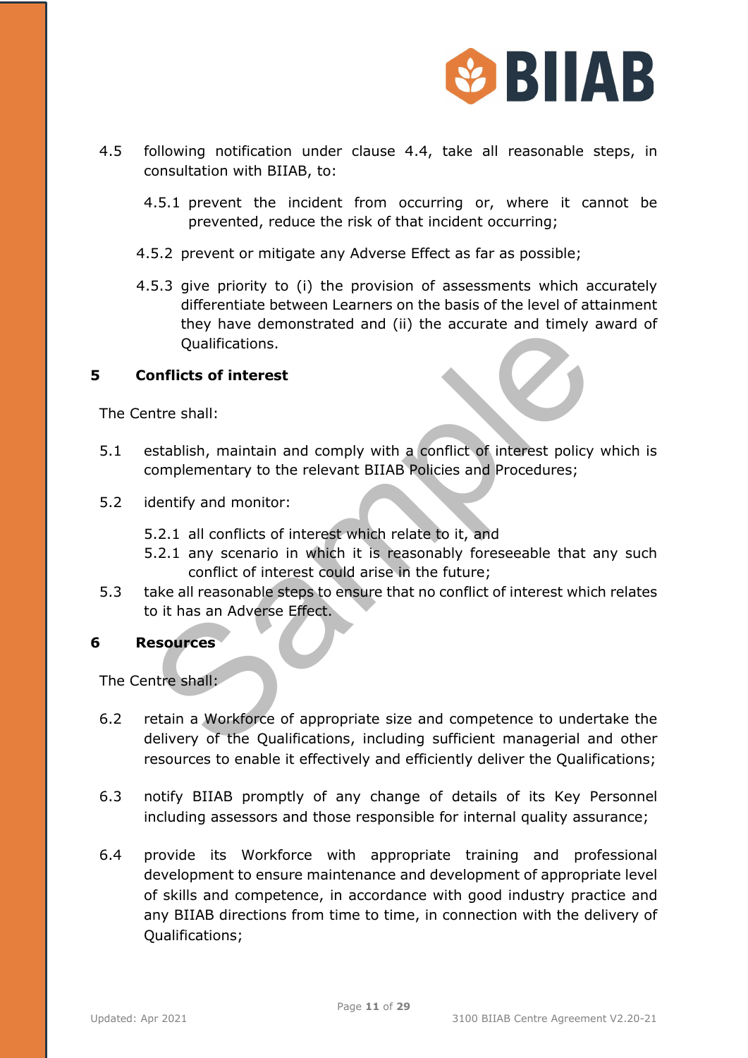4.5 following notification under clause 4.4, take all reasonable steps, in consultation with BIIAB, to:

4.5.1 prevent the incident from occurring or, where it cannot be prevented, reduce the risk of that incident occurring;

4.5.2 prevent or mitigate any Adverse Effect as far as possible;

4.5.3 give priority to (i) the provision of assessments which accurately differentiate between Learners on the basis of the level of attainment they have demonstrated and (ii) the accurate and timely award of Qualifications.

## 5 Conflicts of interest

The Centre shall:

5.1 establish, maintain and comply with a conflict of interest policy which is complementary to the relevant BIIAB Policies and Procedures;

5.2 identify and monitor:

5.2.1 all conflicts of interest which relate to it, and
5.2.1 any scenario in which it is reasonably foreseeable that any such conflict of interest could arise in the future;

5.3 take all reasonable steps to ensure that no conflict of interest which relates to it has an Adverse Effect.

## 6 Resources

The Centre shall:

6.2 retain a Workforce of appropriate size and competence to undertake the delivery of the Qualifications, including sufficient managerial and other resources to enable it effectively and efficiently deliver the Qualifications;

6.3 notify BIIAB promptly of any change of details of its Key Personnel including assessors and those responsible for internal quality assurance;

6.4 provide its Workforce with appropriate training and professional development to ensure maintenance and development of appropriate level of skills and competence, in accordance with good industry practice and any BIIAB directions from time to time, in connection with the delivery of Qualifications;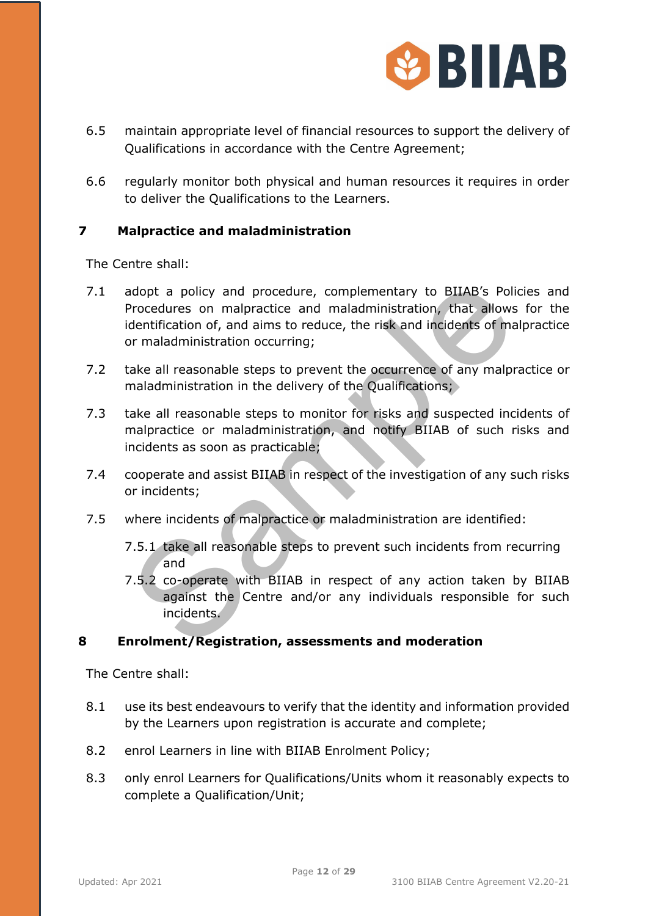6.5 maintain appropriate level of financial resources to support the delivery of Qualifications in accordance with the Centre Agreement;

6.6 regularly monitor both physical and human resources it requires in order to deliver the Qualifications to the Learners.

## 7 Malpractice and maladministration

The Centre shall:

7.1 adopt a policy and procedure, complementary to BIIAB's Policies and Procedures on malpractice and maladministration, that allows for the identification of, and aims to reduce, the risk and incidents of malpractice or maladministration occurring;

7.2 take all reasonable steps to prevent the occurrence of any malpractice or maladministration in the delivery of the Qualifications;

7.3 take all reasonable steps to monitor for risks and suspected incidents of malpractice or maladministration, and notify BIIAB of such risks and incidents as soon as practicable;

7.4 cooperate and assist BIIAB in respect of the investigation of any such risks or incidents;

7.5 where incidents of malpractice or maladministration are identified:

7.5.1 take all reasonable steps to prevent such incidents from recurring and

7.5.2 co-operate with BIIAB in respect of any action taken by BIIAB against the Centre and/or any individuals responsible for such incidents.

## 8 Enrolment/Registration, assessments and moderation

The Centre shall:

8.1 use its best endeavours to verify that the identity and information provided by the Learners upon registration is accurate and complete;

8.2 enrol Learners in line with BIIAB Enrolment Policy;

8.3 only enrol Learners for Qualifications/Units whom it reasonably expects to complete a Qualification/Unit;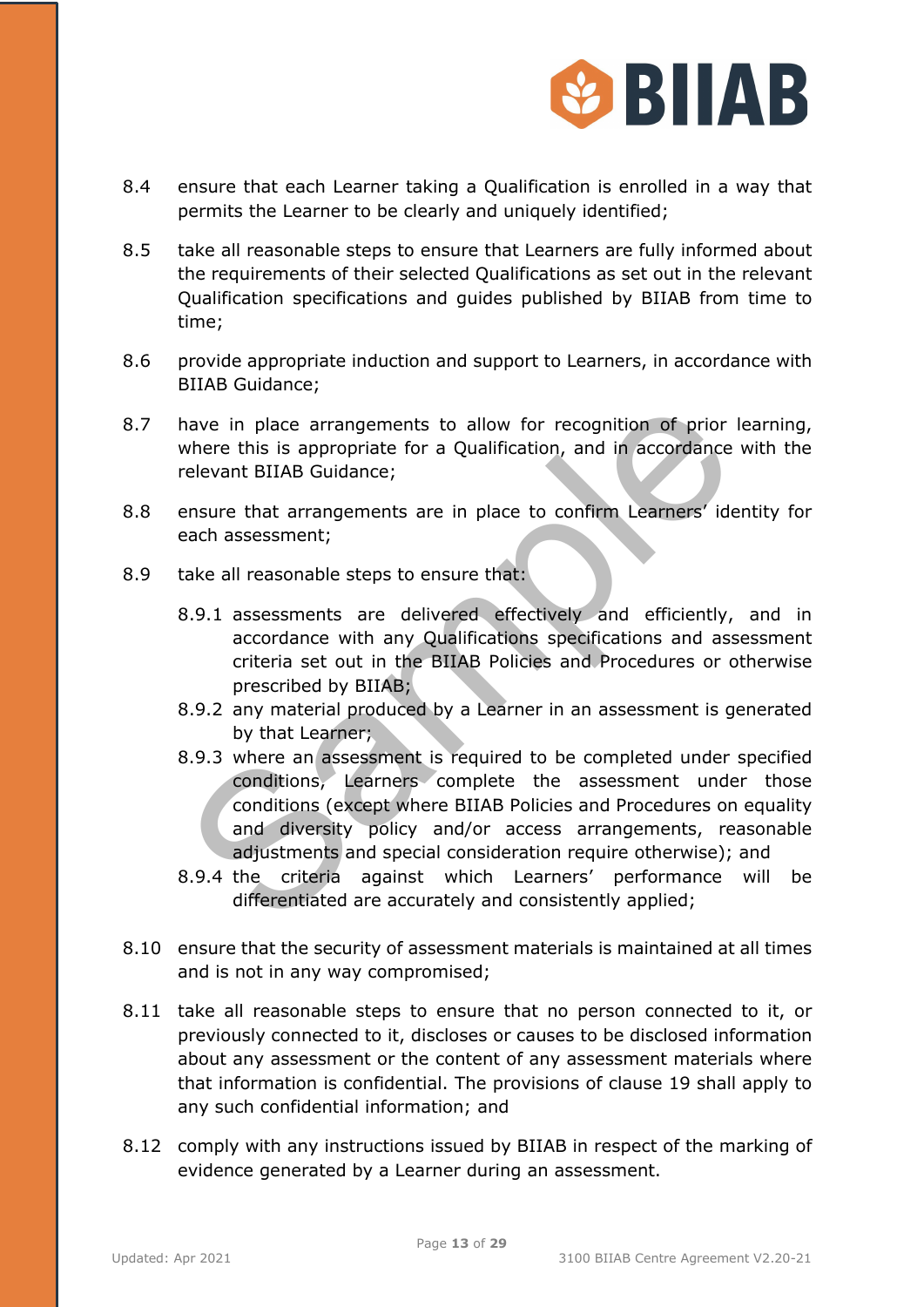8.4 ensure that each Learner taking a Qualification is enrolled in a way that permits the Learner to be clearly and uniquely identified;

8.5 take all reasonable steps to ensure that Learners are fully informed about the requirements of their selected Qualifications as set out in the relevant Qualification specifications and guides published by BIIAB from time to time;

8.6 provide appropriate induction and support to Learners, in accordance with BIIAB Guidance;

8.7 have in place arrangements to allow for recognition of prior learning, where this is appropriate for a Qualification, and in accordance with the relevant BIIAB Guidance;

8.8 ensure that arrangements are in place to confirm Learners' identity for each assessment;

8.9 take all reasonable steps to ensure that:

8.9.1 assessments are delivered effectively and efficiently, and in accordance with any Qualifications specifications and assessment criteria set out in the BIIAB Policies and Procedures or otherwise prescribed by BIIAB;

8.9.2 any material produced by a Learner in an assessment is generated by that Learner;

8.9.3 where an assessment is required to be completed under specified conditions, Learners complete the assessment under those conditions (except where BIIAB Policies and Procedures on equality and diversity policy and/or access arrangements, reasonable adjustments and special consideration require otherwise); and

8.9.4 the criteria against which Learners' performance will be differentiated are accurately and consistently applied;

8.10 ensure that the security of assessment materials is maintained at all times and is not in any way compromised;

8.11 take all reasonable steps to ensure that no person connected to it, or previously connected to it, discloses or causes to be disclosed information about any assessment or the content of any assessment materials where that information is confidential. The provisions of clause 19 shall apply to any such confidential information; and

8.12 comply with any instructions issued by BIIAB in respect of the marking of evidence generated by a Learner during an assessment.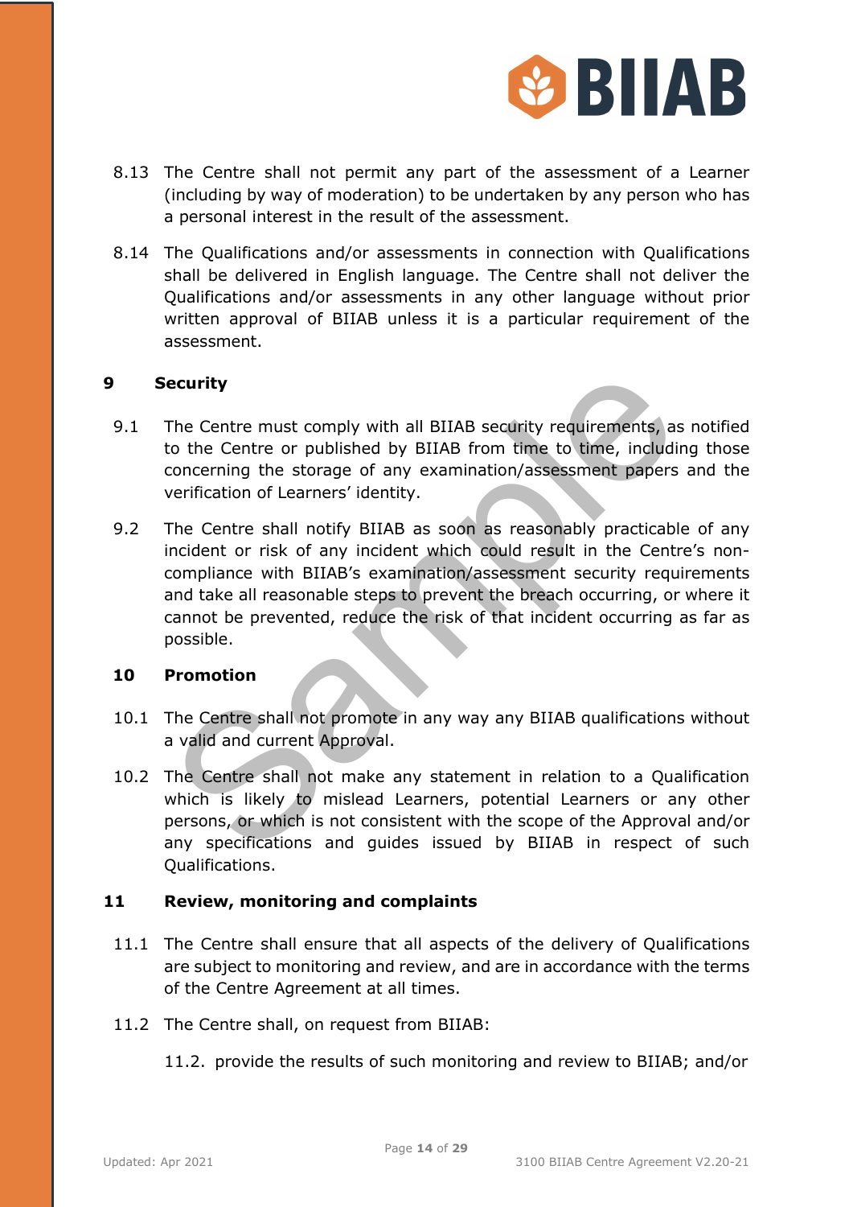8.13 The Centre shall not permit any part of the assessment of a Learner (including by way of moderation) to be undertaken by any person who has a personal interest in the result of the assessment.

8.14 The Qualifications and/or assessments in connection with Qualifications shall be delivered in English language. The Centre shall not deliver the Qualifications and/or assessments in any other language without prior written approval of BIIAB unless it is a particular requirement of the assessment.

## 9 Security

9.1 The Centre must comply with all BIIAB security requirements, as notified to the Centre or published by BIIAB from time to time, including those concerning the storage of any examination/assessment papers and the verification of Learners' identity.

9.2 The Centre shall notify BIIAB as soon as reasonably practicable of any incident or risk of any incident which could result in the Centre's non-compliance with BIIAB's examination/assessment security requirements and take all reasonable steps to prevent the breach occurring, or where it cannot be prevented, reduce the risk of that incident occurring as far as possible.

## 10 Promotion

10.1 The Centre shall not promote in any way any BIIAB qualifications without a valid and current Approval.

10.2 The Centre shall not make any statement in relation to a Qualification which is likely to mislead Learners, potential Learners or any other persons, or which is not consistent with the scope of the Approval and/or any specifications and guides issued by BIIAB in respect of such Qualifications.

## 11 Review, monitoring and complaints

11.1 The Centre shall ensure that all aspects of the delivery of Qualifications are subject to monitoring and review, and are in accordance with the terms of the Centre Agreement at all times.

11.2 The Centre shall, on request from BIIAB:

11.2. provide the results of such monitoring and review to BIIAB; and/or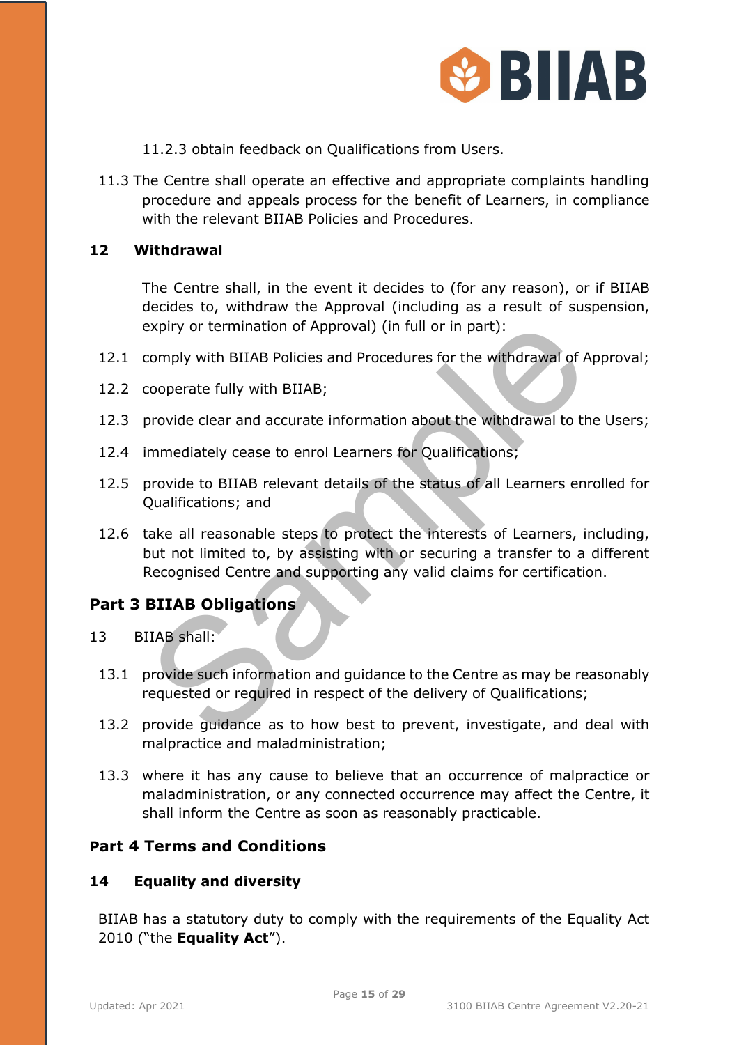11.2.3 obtain feedback on Qualifications from Users.

11.3 The Centre shall operate an effective and appropriate complaints handling procedure and appeals process for the benefit of Learners, in compliance with the relevant BIIAB Policies and Procedures.

### 12 Withdrawal

The Centre shall, in the event it decides to (for any reason), or if BIIAB decides to, withdraw the Approval (including as a result of suspension, expiry or termination of Approval) (in full or in part):

12.1 comply with BIIAB Policies and Procedures for the withdrawal of Approval;

12.2 cooperate fully with BIIAB;

12.3 provide clear and accurate information about the withdrawal to the Users;

12.4 immediately cease to enrol Learners for Qualifications;

12.5 provide to BIIAB relevant details of the status of all Learners enrolled for Qualifications; and

12.6 take all reasonable steps to protect the interests of Learners, including, but not limited to, by assisting with or securing a transfer to a different Recognised Centre and supporting any valid claims for certification.

## Part 3 BIIAB Obligations

13 BIIAB shall:

13.1 provide such information and guidance to the Centre as may be reasonably requested or required in respect of the delivery of Qualifications;

13.2 provide guidance as to how best to prevent, investigate, and deal with malpractice and maladministration;

13.3 where it has any cause to believe that an occurrence of malpractice or maladministration, or any connected occurrence may affect the Centre, it shall inform the Centre as soon as reasonably practicable.

## Part 4 Terms and Conditions

### 14 Equality and diversity

BIIAB has a statutory duty to comply with the requirements of the Equality Act 2010 ("the **Equality Act**").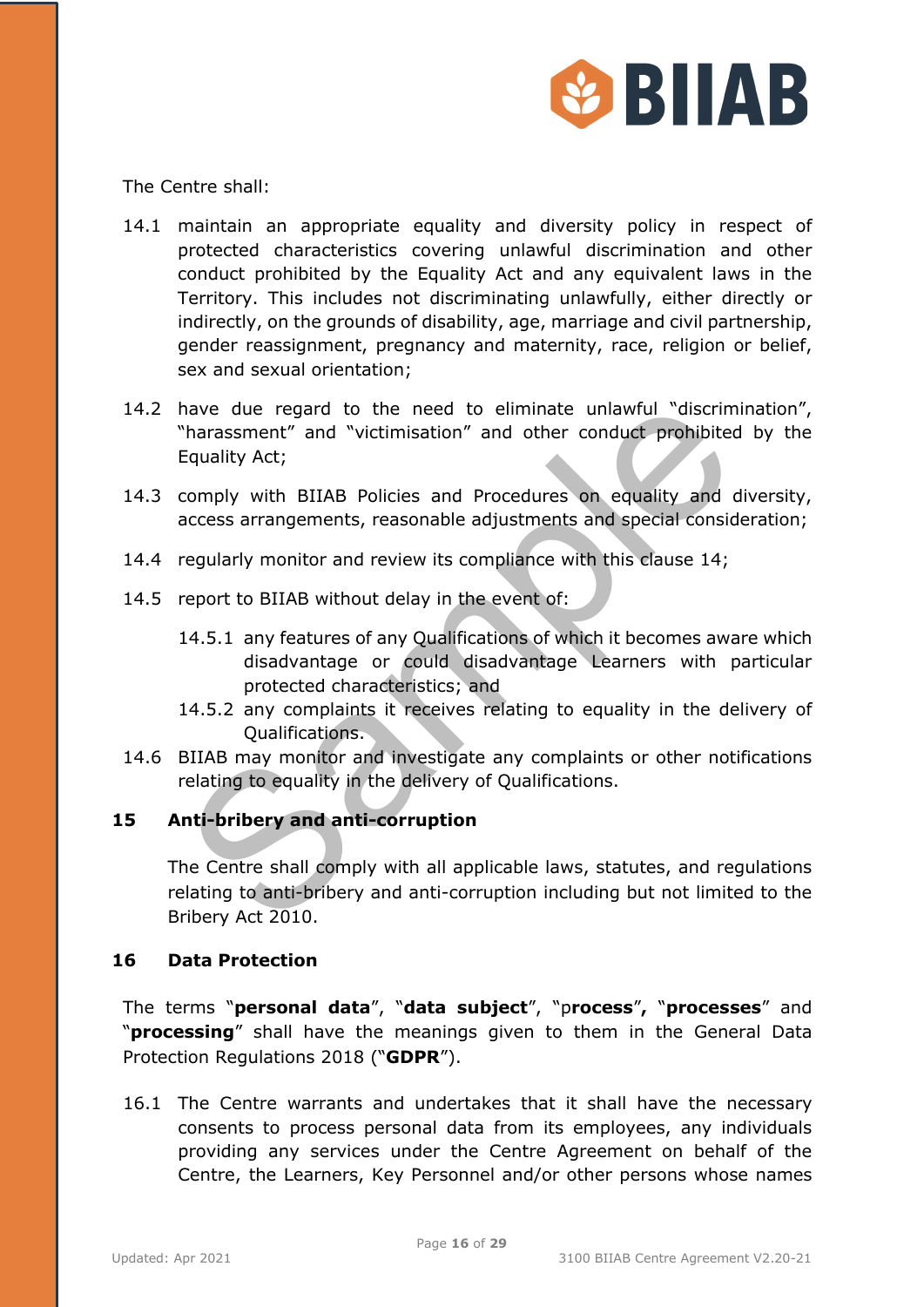The Centre shall:

14.1 maintain an appropriate equality and diversity policy in respect of protected characteristics covering unlawful discrimination and other conduct prohibited by the Equality Act and any equivalent laws in the Territory. This includes not discriminating unlawfully, either directly or indirectly, on the grounds of disability, age, marriage and civil partnership, gender reassignment, pregnancy and maternity, race, religion or belief, sex and sexual orientation;

14.2 have due regard to the need to eliminate unlawful "discrimination", "harassment" and "victimisation" and other conduct prohibited by the Equality Act;

14.3 comply with BIIAB Policies and Procedures on equality and diversity, access arrangements, reasonable adjustments and special consideration;

14.4 regularly monitor and review its compliance with this clause 14;

14.5 report to BIIAB without delay in the event of:

14.5.1 any features of any Qualifications of which it becomes aware which disadvantage or could disadvantage Learners with particular protected characteristics; and

14.5.2 any complaints it receives relating to equality in the delivery of Qualifications.

14.6 BIIAB may monitor and investigate any complaints or other notifications relating to equality in the delivery of Qualifications.

## 15 Anti-bribery and anti-corruption

The Centre shall comply with all applicable laws, statutes, and regulations relating to anti-bribery and anti-corruption including but not limited to the Bribery Act 2010.

## 16 Data Protection

The terms "**personal data**", "**data subject**", "p**rocess**", "**processes**" and "**processing**" shall have the meanings given to them in the General Data Protection Regulations 2018 ("**GDPR**").

16.1 The Centre warrants and undertakes that it shall have the necessary consents to process personal data from its employees, any individuals providing any services under the Centre Agreement on behalf of the Centre, the Learners, Key Personnel and/or other persons whose names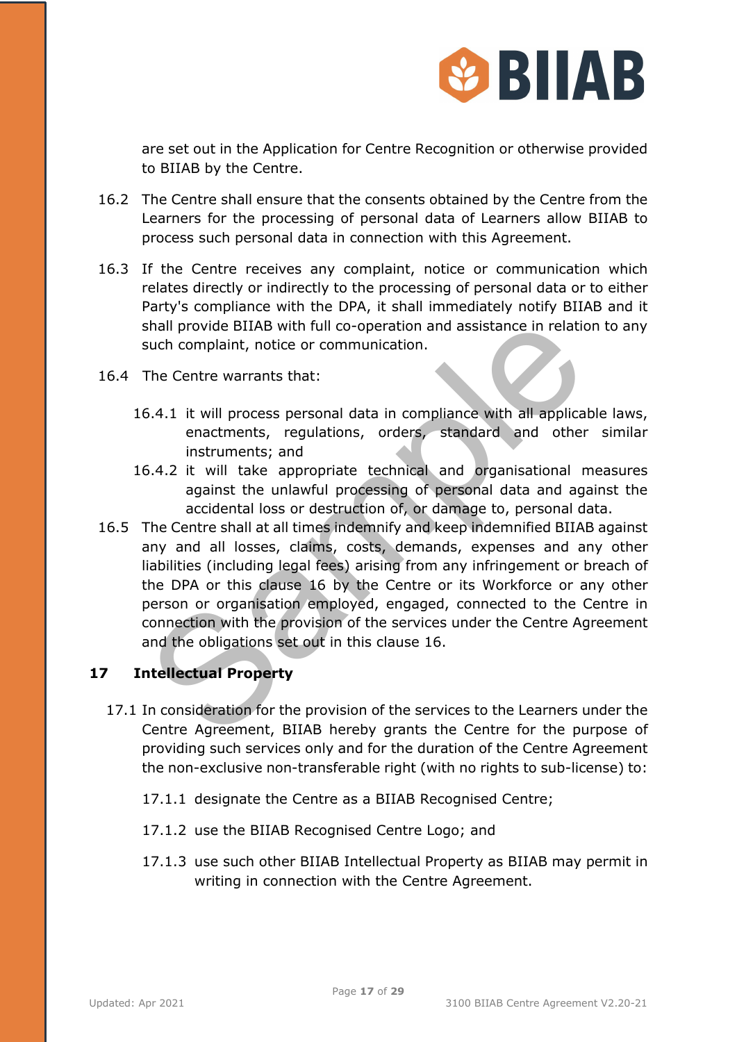are set out in the Application for Centre Recognition or otherwise provided to BIIAB by the Centre.

16.2 The Centre shall ensure that the consents obtained by the Centre from the Learners for the processing of personal data of Learners allow BIIAB to process such personal data in connection with this Agreement.

16.3 If the Centre receives any complaint, notice or communication which relates directly or indirectly to the processing of personal data or to either Party's compliance with the DPA, it shall immediately notify BIIAB and it shall provide BIIAB with full co-operation and assistance in relation to any such complaint, notice or communication.

16.4 The Centre warrants that:

16.4.1 it will process personal data in compliance with all applicable laws, enactments, regulations, orders, standard and other similar instruments; and

16.4.2 it will take appropriate technical and organisational measures against the unlawful processing of personal data and against the accidental loss or destruction of, or damage to, personal data.

16.5 The Centre shall at all times indemnify and keep indemnified BIIAB against any and all losses, claims, costs, demands, expenses and any other liabilities (including legal fees) arising from any infringement or breach of the DPA or this clause 16 by the Centre or its Workforce or any other person or organisation employed, engaged, connected to the Centre in connection with the provision of the services under the Centre Agreement and the obligations set out in this clause 16.

## 17 Intellectual Property

17.1 In consideration for the provision of the services to the Learners under the Centre Agreement, BIIAB hereby grants the Centre for the purpose of providing such services only and for the duration of the Centre Agreement the non-exclusive non-transferable right (with no rights to sub-license) to:

17.1.1 designate the Centre as a BIIAB Recognised Centre;

17.1.2 use the BIIAB Recognised Centre Logo; and

17.1.3 use such other BIIAB Intellectual Property as BIIAB may permit in writing in connection with the Centre Agreement.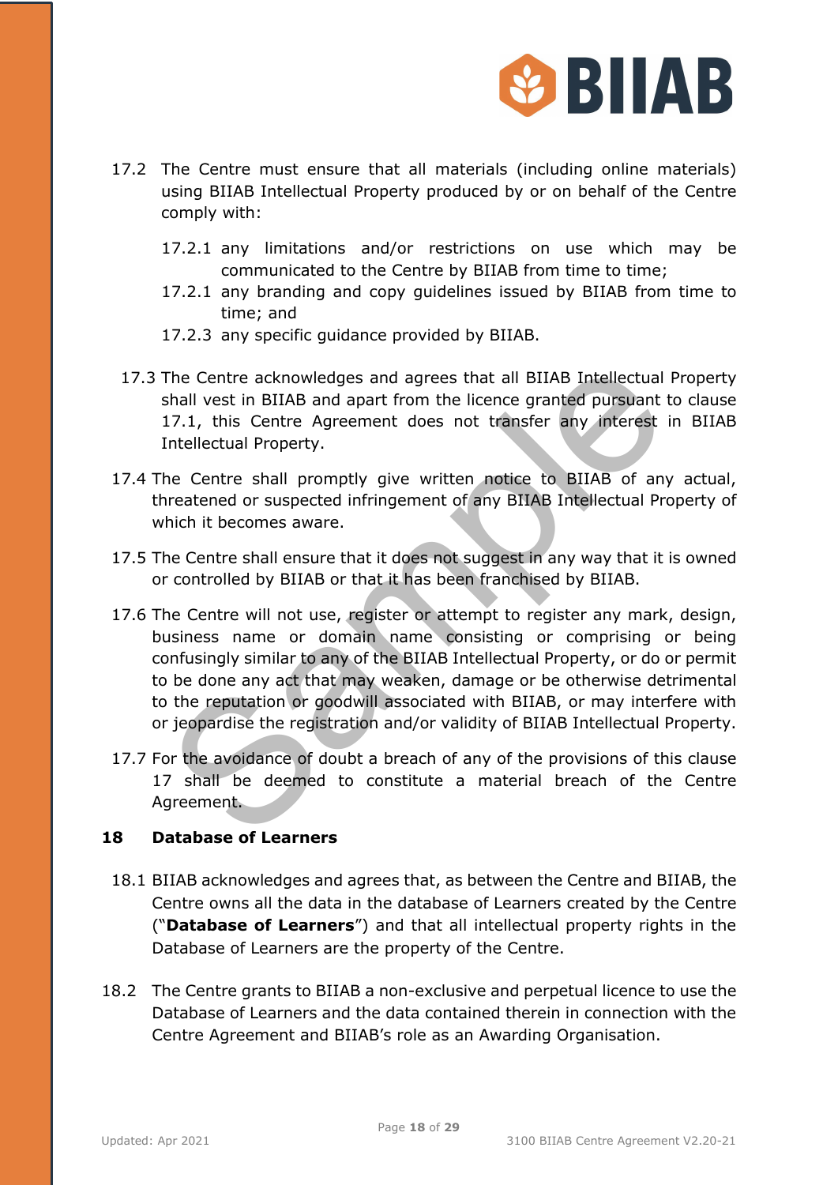17.2 The Centre must ensure that all materials (including online materials) using BIIAB Intellectual Property produced by or on behalf of the Centre comply with:

17.2.1 any limitations and/or restrictions on use which may be communicated to the Centre by BIIAB from time to time;

17.2.1 any branding and copy guidelines issued by BIIAB from time to time; and

17.2.3 any specific guidance provided by BIIAB.

17.3 The Centre acknowledges and agrees that all BIIAB Intellectual Property shall vest in BIIAB and apart from the licence granted pursuant to clause 17.1, this Centre Agreement does not transfer any interest in BIIAB Intellectual Property.

17.4 The Centre shall promptly give written notice to BIIAB of any actual, threatened or suspected infringement of any BIIAB Intellectual Property of which it becomes aware.

17.5 The Centre shall ensure that it does not suggest in any way that it is owned or controlled by BIIAB or that it has been franchised by BIIAB.

17.6 The Centre will not use, register or attempt to register any mark, design, business name or domain name consisting or comprising or being confusingly similar to any of the BIIAB Intellectual Property, or do or permit to be done any act that may weaken, damage or be otherwise detrimental to the reputation or goodwill associated with BIIAB, or may interfere with or jeopardise the registration and/or validity of BIIAB Intellectual Property.

17.7 For the avoidance of doubt a breach of any of the provisions of this clause 17 shall be deemed to constitute a material breach of the Centre Agreement.

## 18 Database of Learners

18.1 BIIAB acknowledges and agrees that, as between the Centre and BIIAB, the Centre owns all the data in the database of Learners created by the Centre ("**Database of Learners**") and that all intellectual property rights in the Database of Learners are the property of the Centre.

18.2 The Centre grants to BIIAB a non-exclusive and perpetual licence to use the Database of Learners and the data contained therein in connection with the Centre Agreement and BIIAB's role as an Awarding Organisation.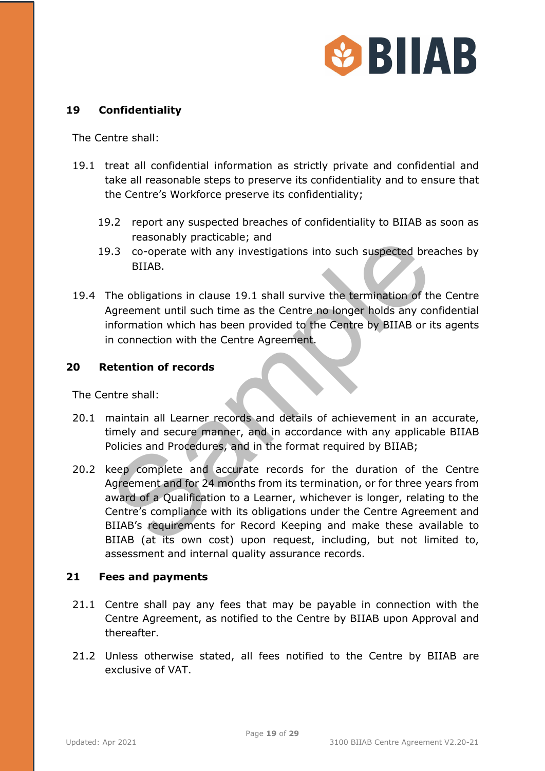## 19 Confidentiality

The Centre shall:

19.1 treat all confidential information as strictly private and confidential and take all reasonable steps to preserve its confidentiality and to ensure that the Centre's Workforce preserve its confidentiality;

19.2 report any suspected breaches of confidentiality to BIIAB as soon as reasonably practicable; and

19.3 co-operate with any investigations into such suspected breaches by BIIAB.

19.4 The obligations in clause 19.1 shall survive the termination of the Centre Agreement until such time as the Centre no longer holds any confidential information which has been provided to the Centre by BIIAB or its agents in connection with the Centre Agreement.

## 20 Retention of records

The Centre shall:

20.1 maintain all Learner records and details of achievement in an accurate, timely and secure manner, and in accordance with any applicable BIIAB Policies and Procedures, and in the format required by BIIAB;

20.2 keep complete and accurate records for the duration of the Centre Agreement and for 24 months from its termination, or for three years from award of a Qualification to a Learner, whichever is longer, relating to the Centre's compliance with its obligations under the Centre Agreement and BIIAB's requirements for Record Keeping and make these available to BIIAB (at its own cost) upon request, including, but not limited to, assessment and internal quality assurance records.

## 21 Fees and payments

21.1 Centre shall pay any fees that may be payable in connection with the Centre Agreement, as notified to the Centre by BIIAB upon Approval and thereafter.

21.2 Unless otherwise stated, all fees notified to the Centre by BIIAB are exclusive of VAT.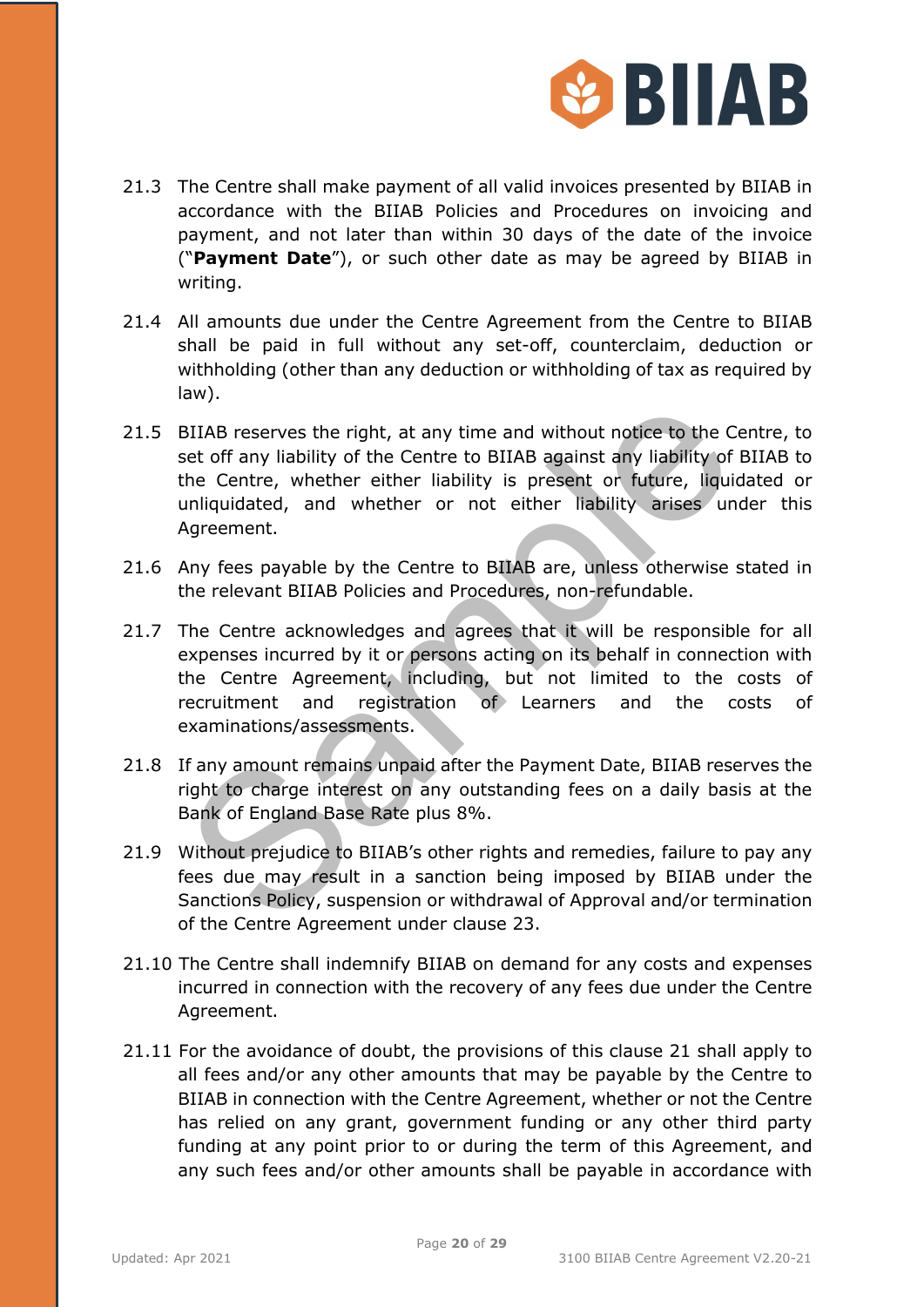21.3 The Centre shall make payment of all valid invoices presented by BIIAB in accordance with the BIIAB Policies and Procedures on invoicing and payment, and not later than within 30 days of the date of the invoice ("**Payment Date**"), or such other date as may be agreed by BIIAB in writing.

21.4 All amounts due under the Centre Agreement from the Centre to BIIAB shall be paid in full without any set-off, counterclaim, deduction or withholding (other than any deduction or withholding of tax as required by law).

21.5 BIIAB reserves the right, at any time and without notice to the Centre, to set off any liability of the Centre to BIIAB against any liability of BIIAB to the Centre, whether either liability is present or future, liquidated or unliquidated, and whether or not either liability arises under this Agreement.

21.6 Any fees payable by the Centre to BIIAB are, unless otherwise stated in the relevant BIIAB Policies and Procedures, non-refundable.

21.7 The Centre acknowledges and agrees that it will be responsible for all expenses incurred by it or persons acting on its behalf in connection with the Centre Agreement, including, but not limited to the costs of recruitment and registration of Learners and the costs of examinations/assessments.

21.8 If any amount remains unpaid after the Payment Date, BIIAB reserves the right to charge interest on any outstanding fees on a daily basis at the Bank of England Base Rate plus 8%.

21.9 Without prejudice to BIIAB's other rights and remedies, failure to pay any fees due may result in a sanction being imposed by BIIAB under the Sanctions Policy, suspension or withdrawal of Approval and/or termination of the Centre Agreement under clause 23.

21.10 The Centre shall indemnify BIIAB on demand for any costs and expenses incurred in connection with the recovery of any fees due under the Centre Agreement.

21.11 For the avoidance of doubt, the provisions of this clause 21 shall apply to all fees and/or any other amounts that may be payable by the Centre to BIIAB in connection with the Centre Agreement, whether or not the Centre has relied on any grant, government funding or any other third party funding at any point prior to or during the term of this Agreement, and any such fees and/or other amounts shall be payable in accordance with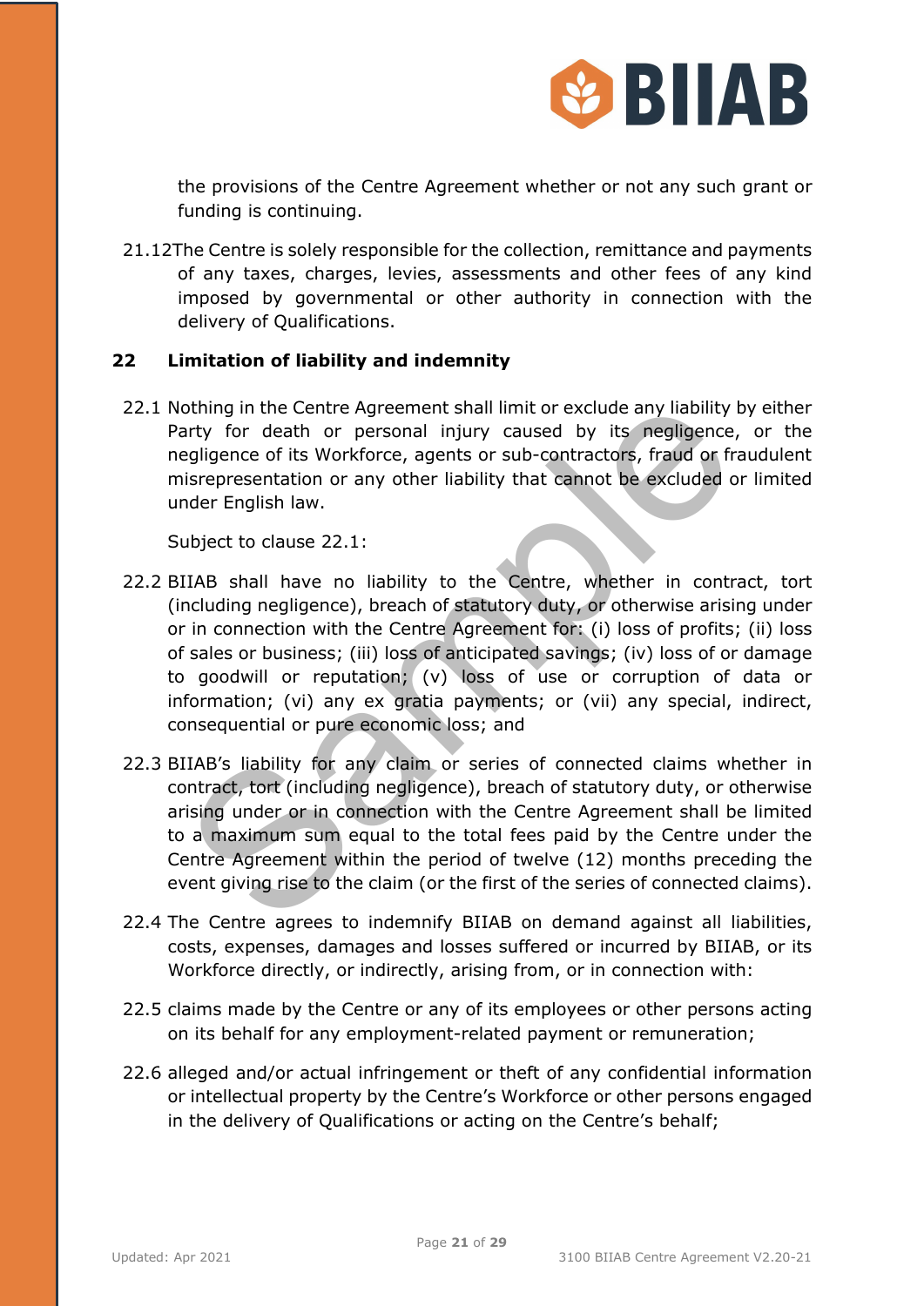the provisions of the Centre Agreement whether or not any such grant or funding is continuing.

21.12 The Centre is solely responsible for the collection, remittance and payments of any taxes, charges, levies, assessments and other fees of any kind imposed by governmental or other authority in connection with the delivery of Qualifications.

## 22 Limitation of liability and indemnity

22.1 Nothing in the Centre Agreement shall limit or exclude any liability by either Party for death or personal injury caused by its negligence, or the negligence of its Workforce, agents or sub-contractors, fraud or fraudulent misrepresentation or any other liability that cannot be excluded or limited under English law.

Subject to clause 22.1:

22.2 BIIAB shall have no liability to the Centre, whether in contract, tort (including negligence), breach of statutory duty, or otherwise arising under or in connection with the Centre Agreement for: (i) loss of profits; (ii) loss of sales or business; (iii) loss of anticipated savings; (iv) loss of or damage to goodwill or reputation; (v) loss of use or corruption of data or information; (vi) any ex gratia payments; or (vii) any special, indirect, consequential or pure economic loss; and

22.3 BIIAB's liability for any claim or series of connected claims whether in contract, tort (including negligence), breach of statutory duty, or otherwise arising under or in connection with the Centre Agreement shall be limited to a maximum sum equal to the total fees paid by the Centre under the Centre Agreement within the period of twelve (12) months preceding the event giving rise to the claim (or the first of the series of connected claims).

22.4 The Centre agrees to indemnify BIIAB on demand against all liabilities, costs, expenses, damages and losses suffered or incurred by BIIAB, or its Workforce directly, or indirectly, arising from, or in connection with:

22.5 claims made by the Centre or any of its employees or other persons acting on its behalf for any employment-related payment or remuneration;

22.6 alleged and/or actual infringement or theft of any confidential information or intellectual property by the Centre's Workforce or other persons engaged in the delivery of Qualifications or acting on the Centre's behalf;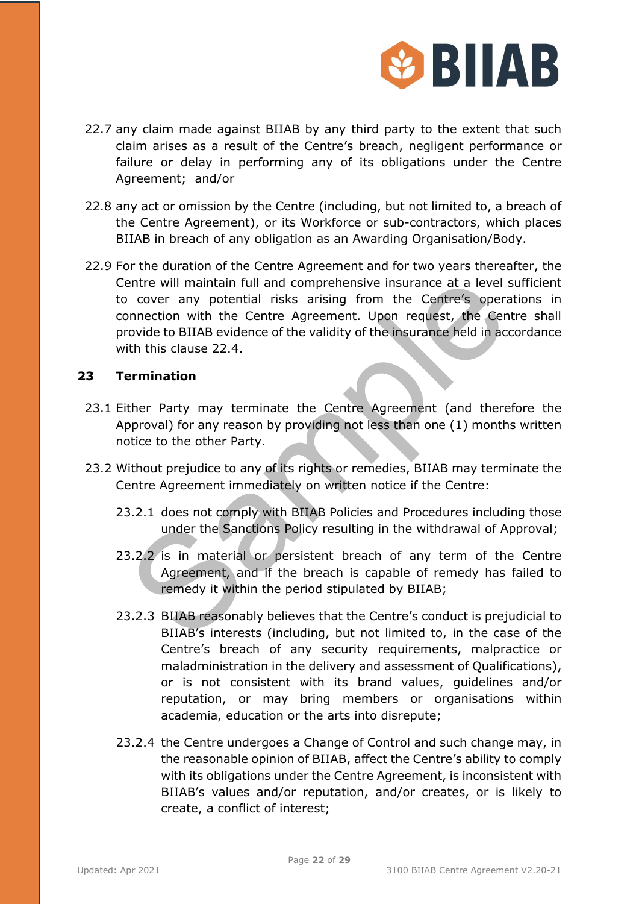22.7 any claim made against BIIAB by any third party to the extent that such claim arises as a result of the Centre's breach, negligent performance or failure or delay in performing any of its obligations under the Centre Agreement; and/or

22.8 any act or omission by the Centre (including, but not limited to, a breach of the Centre Agreement), or its Workforce or sub-contractors, which places BIIAB in breach of any obligation as an Awarding Organisation/Body.

22.9 For the duration of the Centre Agreement and for two years thereafter, the Centre will maintain full and comprehensive insurance at a level sufficient to cover any potential risks arising from the Centre's operations in connection with the Centre Agreement. Upon request, the Centre shall provide to BIIAB evidence of the validity of the insurance held in accordance with this clause 22.4.

## 23 Termination

23.1 Either Party may terminate the Centre Agreement (and therefore the Approval) for any reason by providing not less than one (1) months written notice to the other Party.

23.2 Without prejudice to any of its rights or remedies, BIIAB may terminate the Centre Agreement immediately on written notice if the Centre:

23.2.1 does not comply with BIIAB Policies and Procedures including those under the Sanctions Policy resulting in the withdrawal of Approval;

23.2.2 is in material or persistent breach of any term of the Centre Agreement, and if the breach is capable of remedy has failed to remedy it within the period stipulated by BIIAB;

23.2.3 BIIAB reasonably believes that the Centre's conduct is prejudicial to BIIAB's interests (including, but not limited to, in the case of the Centre's breach of any security requirements, malpractice or maladministration in the delivery and assessment of Qualifications), or is not consistent with its brand values, guidelines and/or reputation, or may bring members or organisations within academia, education or the arts into disrepute;

23.2.4 the Centre undergoes a Change of Control and such change may, in the reasonable opinion of BIIAB, affect the Centre's ability to comply with its obligations under the Centre Agreement, is inconsistent with BIIAB's values and/or reputation, and/or creates, or is likely to create, a conflict of interest;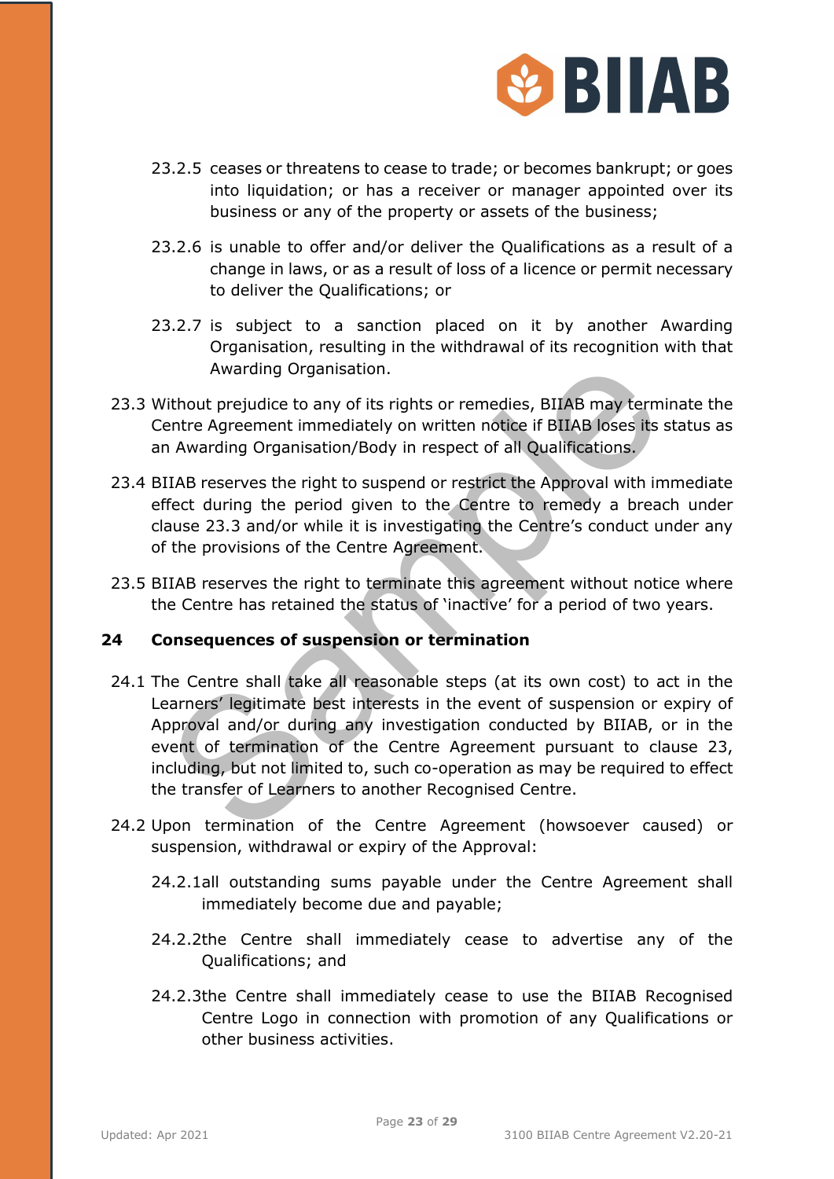23.2.5 ceases or threatens to cease to trade; or becomes bankrupt; or goes into liquidation; or has a receiver or manager appointed over its business or any of the property or assets of the business;

23.2.6 is unable to offer and/or deliver the Qualifications as a result of a change in laws, or as a result of loss of a licence or permit necessary to deliver the Qualifications; or

23.2.7 is subject to a sanction placed on it by another Awarding Organisation, resulting in the withdrawal of its recognition with that Awarding Organisation.

23.3 Without prejudice to any of its rights or remedies, BIIAB may terminate the Centre Agreement immediately on written notice if BIIAB loses its status as an Awarding Organisation/Body in respect of all Qualifications.

23.4 BIIAB reserves the right to suspend or restrict the Approval with immediate effect during the period given to the Centre to remedy a breach under clause 23.3 and/or while it is investigating the Centre's conduct under any of the provisions of the Centre Agreement.

23.5 BIIAB reserves the right to terminate this agreement without notice where the Centre has retained the status of 'inactive' for a period of two years.

## 24 Consequences of suspension or termination

24.1 The Centre shall take all reasonable steps (at its own cost) to act in the Learners' legitimate best interests in the event of suspension or expiry of Approval and/or during any investigation conducted by BIIAB, or in the event of termination of the Centre Agreement pursuant to clause 23, including, but not limited to, such co-operation as may be required to effect the transfer of Learners to another Recognised Centre.

24.2 Upon termination of the Centre Agreement (howsoever caused) or suspension, withdrawal or expiry of the Approval:

24.2.1 all outstanding sums payable under the Centre Agreement shall immediately become due and payable;

24.2.2 the Centre shall immediately cease to advertise any of the Qualifications; and

24.2.3 the Centre shall immediately cease to use the BIIAB Recognised Centre Logo in connection with promotion of any Qualifications or other business activities.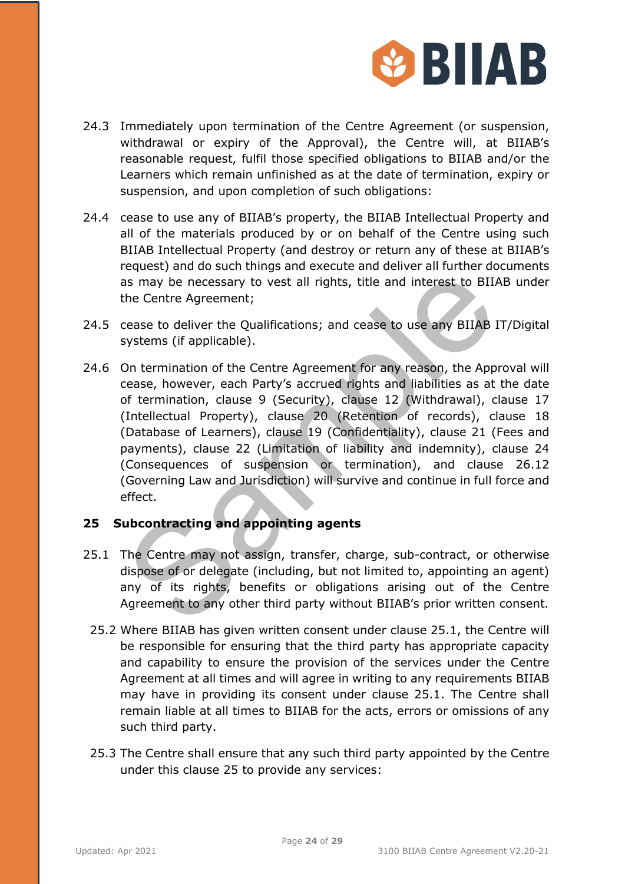24.3 Immediately upon termination of the Centre Agreement (or suspension, withdrawal or expiry of the Approval), the Centre will, at BIIAB's reasonable request, fulfil those specified obligations to BIIAB and/or the Learners which remain unfinished as at the date of termination, expiry or suspension, and upon completion of such obligations:

24.4 cease to use any of BIIAB's property, the BIIAB Intellectual Property and all of the materials produced by or on behalf of the Centre using such BIIAB Intellectual Property (and destroy or return any of these at BIIAB's request) and do such things and execute and deliver all further documents as may be necessary to vest all rights, title and interest to BIIAB under the Centre Agreement;

24.5 cease to deliver the Qualifications; and cease to use any BIIAB IT/Digital systems (if applicable).

24.6 On termination of the Centre Agreement for any reason, the Approval will cease, however, each Party's accrued rights and liabilities as at the date of termination, clause 9 (Security), clause 12 (Withdrawal), clause 17 (Intellectual Property), clause 20 (Retention of records), clause 18 (Database of Learners), clause 19 (Confidentiality), clause 21 (Fees and payments), clause 22 (Limitation of liability and indemnity), clause 24 (Consequences of suspension or termination), and clause 26.12 (Governing Law and Jurisdiction) will survive and continue in full force and effect.

## 25 Subcontracting and appointing agents

25.1 The Centre may not assign, transfer, charge, sub-contract, or otherwise dispose of or delegate (including, but not limited to, appointing an agent) any of its rights, benefits or obligations arising out of the Centre Agreement to any other third party without BIIAB's prior written consent.

25.2 Where BIIAB has given written consent under clause 25.1, the Centre will be responsible for ensuring that the third party has appropriate capacity and capability to ensure the provision of the services under the Centre Agreement at all times and will agree in writing to any requirements BIIAB may have in providing its consent under clause 25.1. The Centre shall remain liable at all times to BIIAB for the acts, errors or omissions of any such third party.

25.3 The Centre shall ensure that any such third party appointed by the Centre under this clause 25 to provide any services: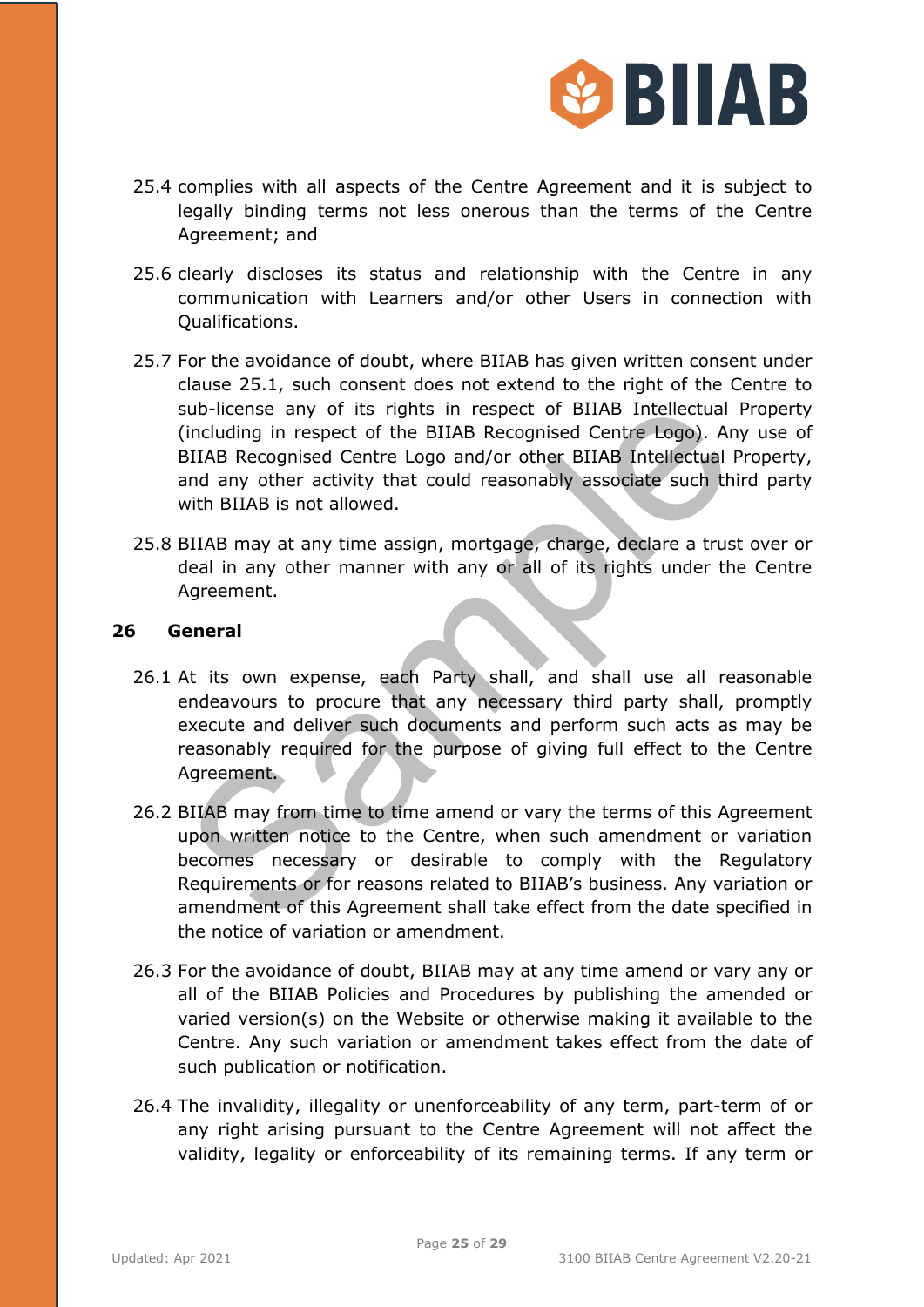25.4 complies with all aspects of the Centre Agreement and it is subject to legally binding terms not less onerous than the terms of the Centre Agreement; and

25.6 clearly discloses its status and relationship with the Centre in any communication with Learners and/or other Users in connection with Qualifications.

25.7 For the avoidance of doubt, where BIIAB has given written consent under clause 25.1, such consent does not extend to the right of the Centre to sub-license any of its rights in respect of BIIAB Intellectual Property (including in respect of the BIIAB Recognised Centre Logo). Any use of BIIAB Recognised Centre Logo and/or other BIIAB Intellectual Property, and any other activity that could reasonably associate such third party with BIIAB is not allowed.

25.8 BIIAB may at any time assign, mortgage, charge, declare a trust over or deal in any other manner with any or all of its rights under the Centre Agreement.

## 26 General

26.1 At its own expense, each Party shall, and shall use all reasonable endeavours to procure that any necessary third party shall, promptly execute and deliver such documents and perform such acts as may be reasonably required for the purpose of giving full effect to the Centre Agreement.

26.2 BIIAB may from time to time amend or vary the terms of this Agreement upon written notice to the Centre, when such amendment or variation becomes necessary or desirable to comply with the Regulatory Requirements or for reasons related to BIIAB's business. Any variation or amendment of this Agreement shall take effect from the date specified in the notice of variation or amendment.

26.3 For the avoidance of doubt, BIIAB may at any time amend or vary any or all of the BIIAB Policies and Procedures by publishing the amended or varied version(s) on the Website or otherwise making it available to the Centre. Any such variation or amendment takes effect from the date of such publication or notification.

26.4 The invalidity, illegality or unenforceability of any term, part-term of or any right arising pursuant to the Centre Agreement will not affect the validity, legality or enforceability of its remaining terms. If any term or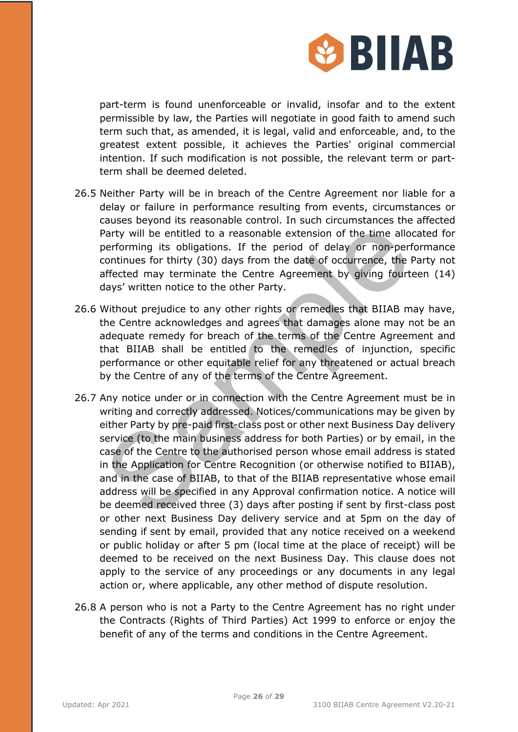part-term is found unenforceable or invalid, insofar and to the extent permissible by law, the Parties will negotiate in good faith to amend such term such that, as amended, it is legal, valid and enforceable, and, to the greatest extent possible, it achieves the Parties' original commercial intention. If such modification is not possible, the relevant term or part-term shall be deemed deleted.

26.5 Neither Party will be in breach of the Centre Agreement nor liable for a delay or failure in performance resulting from events, circumstances or causes beyond its reasonable control. In such circumstances the affected Party will be entitled to a reasonable extension of the time allocated for performing its obligations. If the period of delay or non-performance continues for thirty (30) days from the date of occurrence, the Party not affected may terminate the Centre Agreement by giving fourteen (14) days' written notice to the other Party.

26.6 Without prejudice to any other rights or remedies that BIIAB may have, the Centre acknowledges and agrees that damages alone may not be an adequate remedy for breach of the terms of the Centre Agreement and that BIIAB shall be entitled to the remedies of injunction, specific performance or other equitable relief for any threatened or actual breach by the Centre of any of the terms of the Centre Agreement.

26.7 Any notice under or in connection with the Centre Agreement must be in writing and correctly addressed. Notices/communications may be given by either Party by pre-paid first-class post or other next Business Day delivery service (to the main business address for both Parties) or by email, in the case of the Centre to the authorised person whose email address is stated in the Application for Centre Recognition (or otherwise notified to BIIAB), and in the case of BIIAB, to that of the BIIAB representative whose email address will be specified in any Approval confirmation notice. A notice will be deemed received three (3) days after posting if sent by first-class post or other next Business Day delivery service and at 5pm on the day of sending if sent by email, provided that any notice received on a weekend or public holiday or after 5 pm (local time at the place of receipt) will be deemed to be received on the next Business Day. This clause does not apply to the service of any proceedings or any documents in any legal action or, where applicable, any other method of dispute resolution.

26.8 A person who is not a Party to the Centre Agreement has no right under the Contracts (Rights of Third Parties) Act 1999 to enforce or enjoy the benefit of any of the terms and conditions in the Centre Agreement.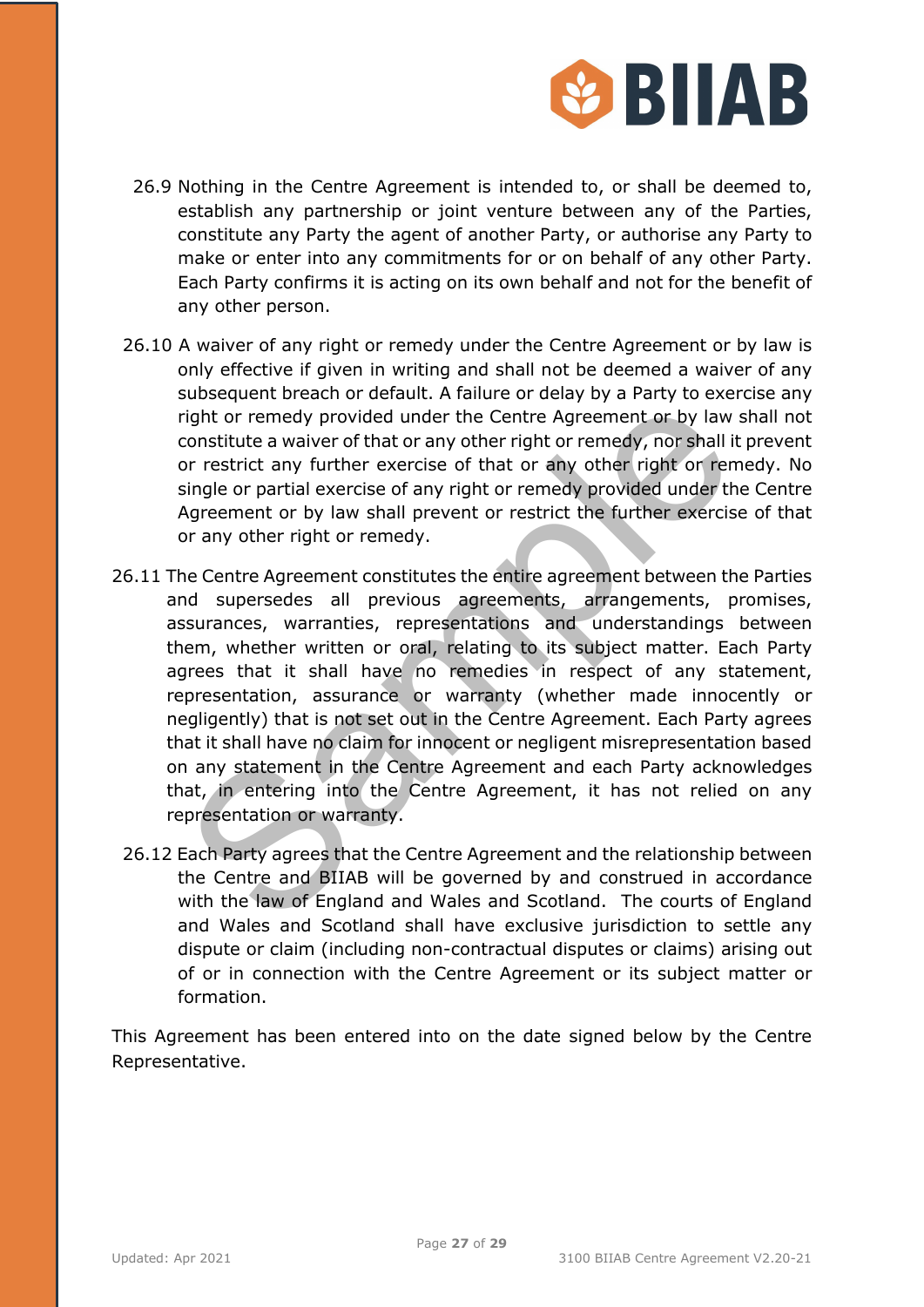26.9 Nothing in the Centre Agreement is intended to, or shall be deemed to, establish any partnership or joint venture between any of the Parties, constitute any Party the agent of another Party, or authorise any Party to make or enter into any commitments for or on behalf of any other Party. Each Party confirms it is acting on its own behalf and not for the benefit of any other person.

26.10 A waiver of any right or remedy under the Centre Agreement or by law is only effective if given in writing and shall not be deemed a waiver of any subsequent breach or default. A failure or delay by a Party to exercise any right or remedy provided under the Centre Agreement or by law shall not constitute a waiver of that or any other right or remedy, nor shall it prevent or restrict any further exercise of that or any other right or remedy. No single or partial exercise of any right or remedy provided under the Centre Agreement or by law shall prevent or restrict the further exercise of that or any other right or remedy.

26.11 The Centre Agreement constitutes the entire agreement between the Parties and supersedes all previous agreements, arrangements, promises, assurances, warranties, representations and understandings between them, whether written or oral, relating to its subject matter. Each Party agrees that it shall have no remedies in respect of any statement, representation, assurance or warranty (whether made innocently or negligently) that is not set out in the Centre Agreement. Each Party agrees that it shall have no claim for innocent or negligent misrepresentation based on any statement in the Centre Agreement and each Party acknowledges that, in entering into the Centre Agreement, it has not relied on any representation or warranty.

26.12 Each Party agrees that the Centre Agreement and the relationship between the Centre and BIIAB will be governed by and construed in accordance with the law of England and Wales and Scotland. The courts of England and Wales and Scotland shall have exclusive jurisdiction to settle any dispute or claim (including non-contractual disputes or claims) arising out of or in connection with the Centre Agreement or its subject matter or formation.

This Agreement has been entered into on the date signed below by the Centre Representative.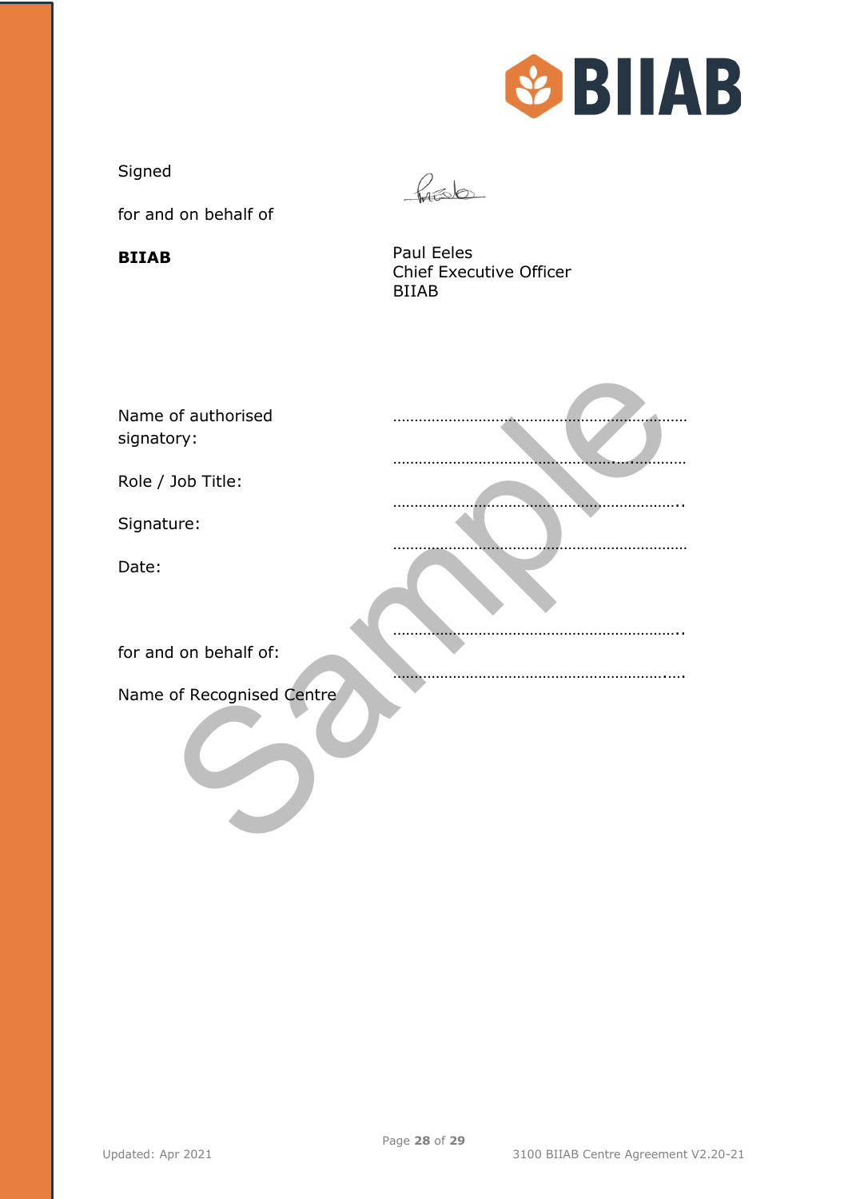Signed

for and on behalf of

**BIIAB**

Paul Eeles
Chief Executive Officer
BIIAB

| | |
|---|---|
| Name of authorised signatory: | ……………………………………………………………… |
| Role / Job Title: | ……………………………………………………………… |
| Signature: | ……………………………………………………………… |
| Date: | ……………………………………………………………… |
| | |
| for and on behalf of: | ……………………………………………………………… |
| Name of Recognised Centre | ……………………………………………………………… |

Sample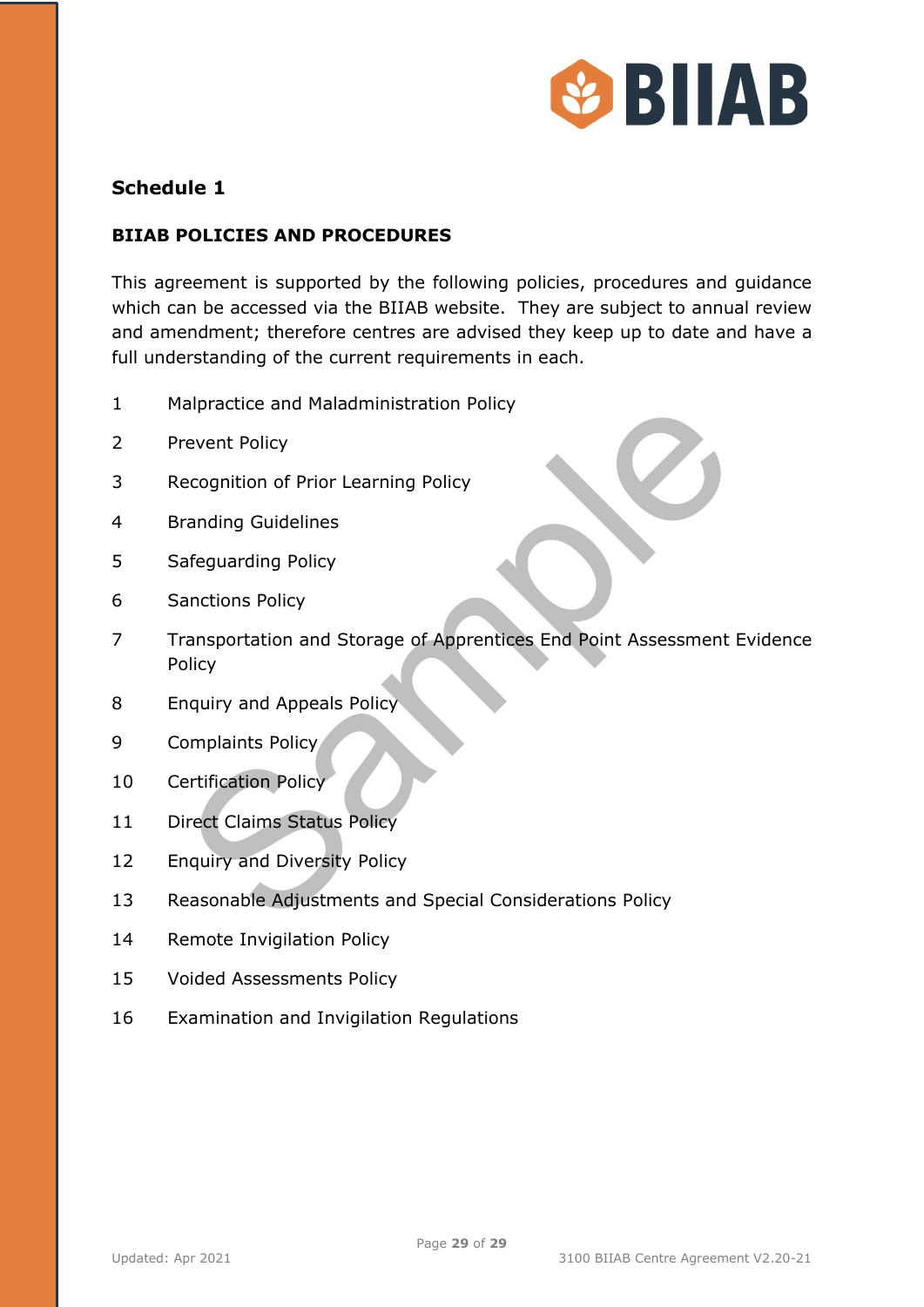## Schedule 1

### BIIAB POLICIES AND PROCEDURES

This agreement is supported by the following policies, procedures and guidance which can be accessed via the BIIAB website. They are subject to annual review and amendment; therefore centres are advised they keep up to date and have a full understanding of the current requirements in each.

1. Malpractice and Maladministration Policy
2. Prevent Policy
3. Recognition of Prior Learning Policy
4. Branding Guidelines
5. Safeguarding Policy
6. Sanctions Policy
7. Transportation and Storage of Apprentices End Point Assessment Evidence Policy
8. Enquiry and Appeals Policy
9. Complaints Policy
10. Certification Policy
11. Direct Claims Status Policy
12. Enquiry and Diversity Policy
13. Reasonable Adjustments and Special Considerations Policy
14. Remote Invigilation Policy
15. Voided Assessments Policy
16. Examination and Invigilation Regulations